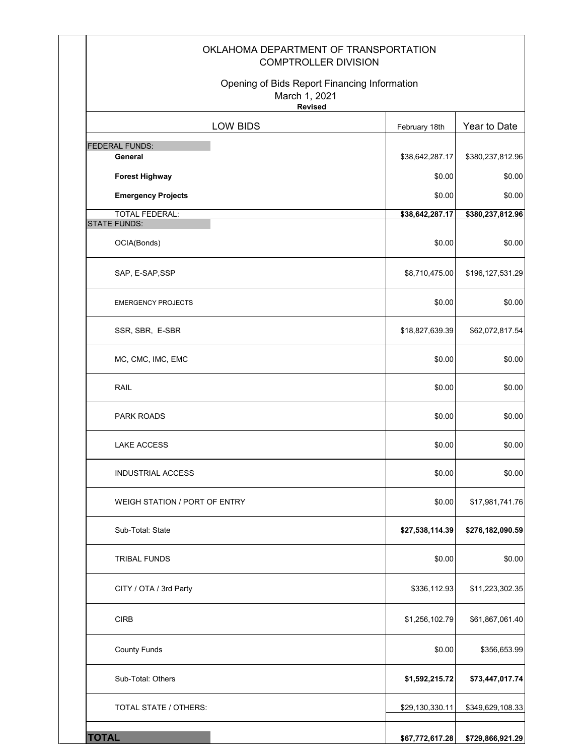# OKLAHOMA DEPARTMENT OF TRANSPORTATION
## COMPTROLLER DIVISION

### Opening of Bids Report Financing Information
March 1, 2021
**Revised**

| LOW BIDS | February 18th | Year to Date |
| --- | --- | --- |
| FEDERAL FUNDS: | | |
| **General** | $38,642,287.17 | $380,237,812.96 |
| **Forest Highway** | $0.00 | $0.00 |
| **Emergency Projects** | $0.00 | $0.00 |
| TOTAL FEDERAL: | **$38,642,287.17** | **$380,237,812.96** |
| STATE FUNDS: | | |
| OCIA(Bonds) | $0.00 | $0.00 |
| SAP, E-SAP,SSP | $8,710,475.00 | $196,127,531.29 |
| EMERGENCY PROJECTS | $0.00 | $0.00 |
| SSR, SBR, E-SBR | $18,827,639.39 | $62,072,817.54 |
| MC, CMC, IMC, EMC | $0.00 | $0.00 |
| RAIL | $0.00 | $0.00 |
| PARK ROADS | $0.00 | $0.00 |
| LAKE ACCESS | $0.00 | $0.00 |
| INDUSTRIAL ACCESS | $0.00 | $0.00 |
| WEIGH STATION / PORT OF ENTRY | $0.00 | $17,981,741.76 |
| Sub-Total: State | **$27,538,114.39** | **$276,182,090.59** |
| TRIBAL FUNDS | $0.00 | $0.00 |
| CITY / OTA / 3rd Party | $336,112.93 | $11,223,302.35 |
| CIRB | $1,256,102.79 | $61,867,061.40 |
| County Funds | $0.00 | $356,653.99 |
| Sub-Total: Others | **$1,592,215.72** | **$73,447,017.74** |
| TOTAL STATE / OTHERS: | $29,130,330.11 | $349,629,108.33 |
| **TOTAL** | **$67,772,617.28** | **$729,866,921.29** |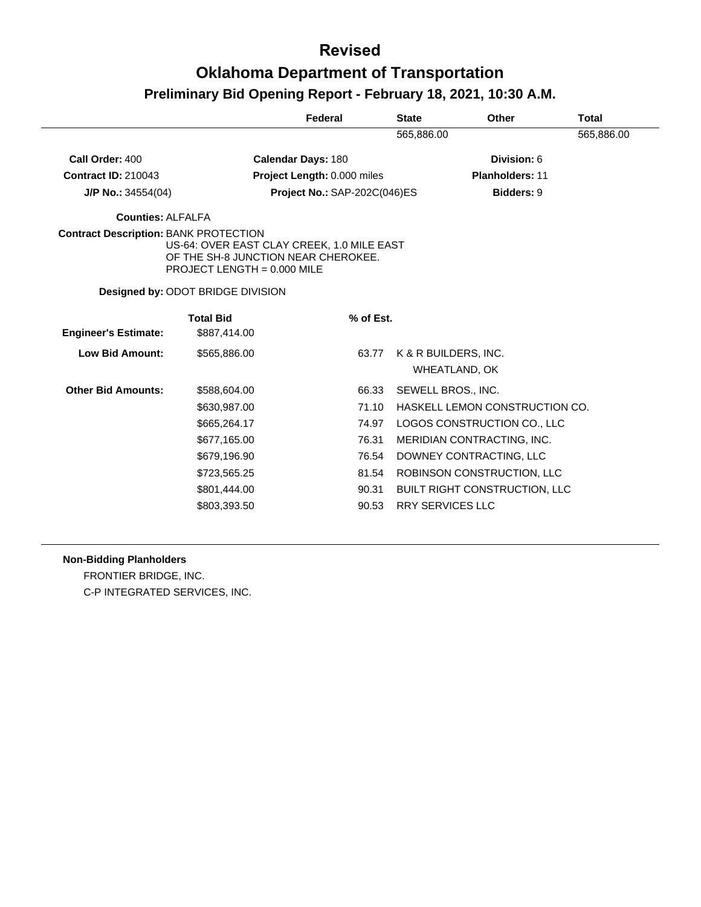# Revised

# Oklahoma Department of Transportation

## Preliminary Bid Opening Report - February 18, 2021, 10:30 A.M.

| Federal | State | Other | Total |
|---|---|---|---|
| | 565,886.00 | | 565,886.00 |

**Call Order:** 400 | **Calendar Days:** 180 | **Division:** 6

**Contract ID:** 210043 | **Project Length:** 0.000 miles | **Planholders:** 11

**J/P No.:** 34554(04) | **Project No.:** SAP-202C(046)ES | **Bidders:** 9

**Counties:** ALFALFA

**Contract Description:** BANK PROTECTION
US-64: OVER EAST CLAY CREEK, 1.0 MILE EAST OF THE SH-8 JUNCTION NEAR CHEROKEE.
PROJECT LENGTH = 0.000 MILE

**Designed by:** ODOT BRIDGE DIVISION

| | Total Bid | % of Est. | |
|---|---|---|---|
| **Engineer's Estimate:** | $887,414.00 | | |
| **Low Bid Amount:** | $565,886.00 | 63.77 | K & R BUILDERS, INC. WHEATLAND, OK |
| **Other Bid Amounts:** | $588,604.00 | 66.33 | SEWELL BROS., INC. |
| | $630,987.00 | 71.10 | HASKELL LEMON CONSTRUCTION CO. |
| | $665,264.17 | 74.97 | LOGOS CONSTRUCTION CO., LLC |
| | $677,165.00 | 76.31 | MERIDIAN CONTRACTING, INC. |
| | $679,196.90 | 76.54 | DOWNEY CONTRACTING, LLC |
| | $723,565.25 | 81.54 | ROBINSON CONSTRUCTION, LLC |
| | $801,444.00 | 90.31 | BUILT RIGHT CONSTRUCTION, LLC |
| | $803,393.50 | 90.53 | RRY SERVICES LLC |

**Non-Bidding Planholders**

FRONTIER BRIDGE, INC.

C-P INTEGRATED SERVICES, INC.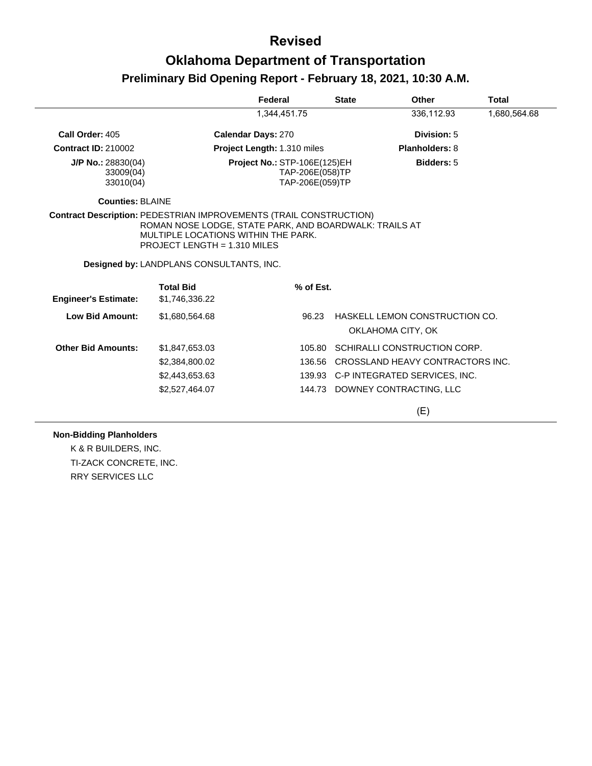# Revised

# Oklahoma Department of Transportation

## Preliminary Bid Opening Report - February 18, 2021, 10:30 A.M.

| | Federal | State | Other | Total |
|---|---|---|---|---|
| | 1,344,451.75 | | 336,112.93 | 1,680,564.68 |

**Call Order:** 405  **Calendar Days:** 270  **Division:** 5

**Contract ID:** 210002  **Project Length:** 1.310 miles  **Planholders:** 8

**J/P No.:** 28830(04), 33009(04), 33010(04)  **Project No.:** STP-106E(125)EH, TAP-206E(058)TP, TAP-206E(059)TP  **Bidders:** 5

**Counties:** BLAINE

**Contract Description:** PEDESTRIAN IMPROVEMENTS (TRAIL CONSTRUCTION)
ROMAN NOSE LODGE, STATE PARK, AND BOARDWALK: TRAILS AT MULTIPLE LOCATIONS WITHIN THE PARK.
PROJECT LENGTH = 1.310 MILES

**Designed by:** LANDPLANS CONSULTANTS, INC.

| | Total Bid | % of Est. | |
|---|---|---|---|
| **Engineer's Estimate:** | $1,746,336.22 | | |
| **Low Bid Amount:** | $1,680,564.68 | 96.23 | HASKELL LEMON CONSTRUCTION CO. OKLAHOMA CITY, OK |
| **Other Bid Amounts:** | $1,847,653.03 | 105.80 | SCHIRALLI CONSTRUCTION CORP. |
| | $2,384,800.02 | 136.56 | CROSSLAND HEAVY CONTRACTORS INC. |
| | $2,443,653.63 | 139.93 | C-P INTEGRATED SERVICES, INC. |
| | $2,527,464.07 | 144.73 | DOWNEY CONTRACTING, LLC |

(E)

**Non-Bidding Planholders**

K & R BUILDERS, INC.

TI-ZACK CONCRETE, INC.

RRY SERVICES LLC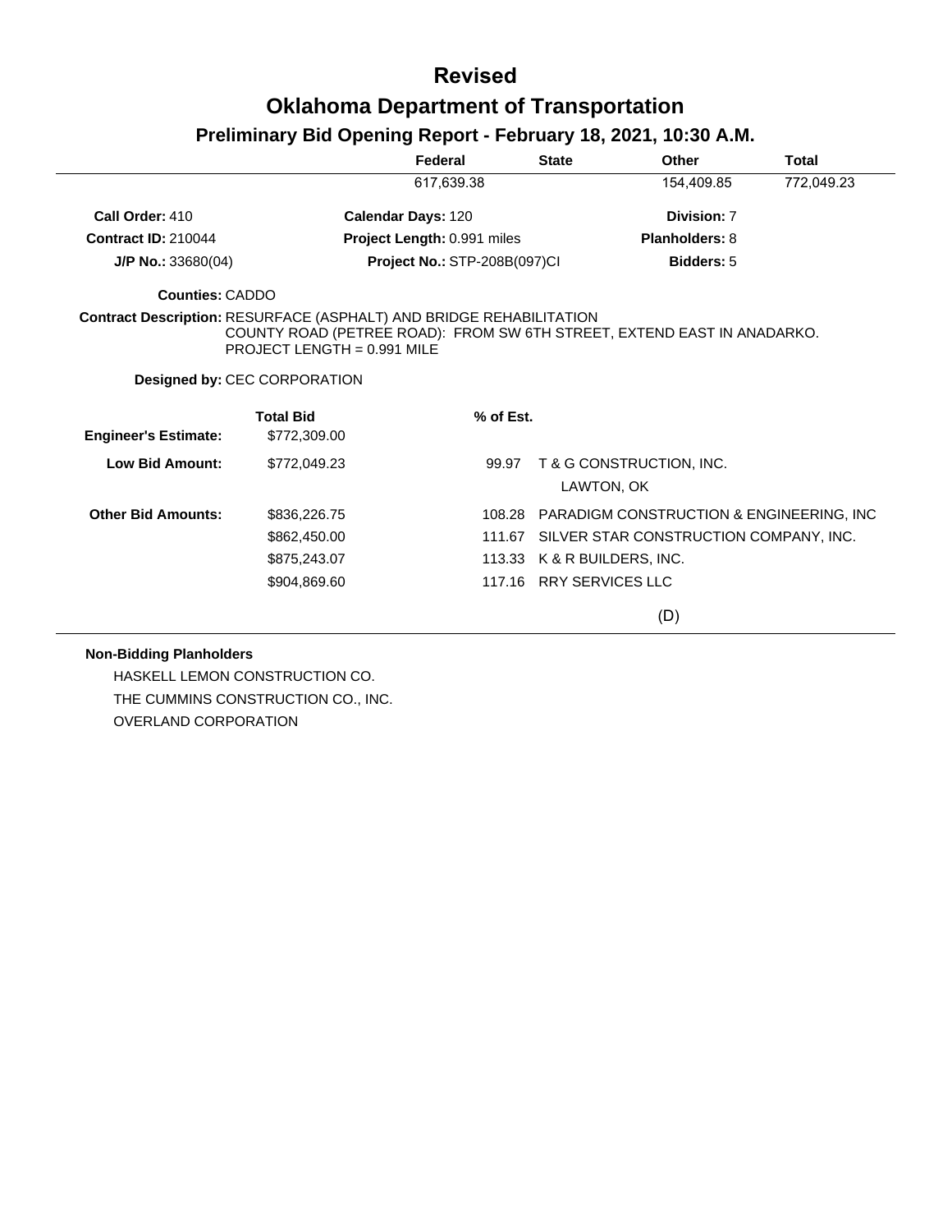# Revised

# Oklahoma Department of Transportation

## Preliminary Bid Opening Report - February 18, 2021, 10:30 A.M.

| | Federal | State | Other | Total |
|---|---|---|---|---|
| | 617,639.38 | | 154,409.85 | 772,049.23 |

**Call Order:** 410 **Calendar Days:** 120 **Division:** 7

**Contract ID:** 210044 **Project Length:** 0.991 miles **Planholders:** 8

**J/P No.:** 33680(04) **Project No.:** STP-208B(097)CI **Bidders:** 5

**Counties:** CADDO

**Contract Description:** RESURFACE (ASPHALT) AND BRIDGE REHABILITATION
COUNTY ROAD (PETREE ROAD): FROM SW 6TH STREET, EXTEND EAST IN ANADARKO.
PROJECT LENGTH = 0.991 MILE

**Designed by:** CEC CORPORATION

| | Total Bid | % of Est. | |
|---|---|---|---|
| **Engineer's Estimate:** | $772,309.00 | | |
| **Low Bid Amount:** | $772,049.23 | 99.97 | T & G CONSTRUCTION, INC.<br>LAWTON, OK |
| **Other Bid Amounts:** | $836,226.75 | 108.28 | PARADIGM CONSTRUCTION & ENGINEERING, INC |
| | $862,450.00 | 111.67 | SILVER STAR CONSTRUCTION COMPANY, INC. |
| | $875,243.07 | 113.33 | K & R BUILDERS, INC. |
| | $904,869.60 | 117.16 | RRY SERVICES LLC |

(D)

**Non-Bidding Planholders**

HASKELL LEMON CONSTRUCTION CO.
THE CUMMINS CONSTRUCTION CO., INC.
OVERLAND CORPORATION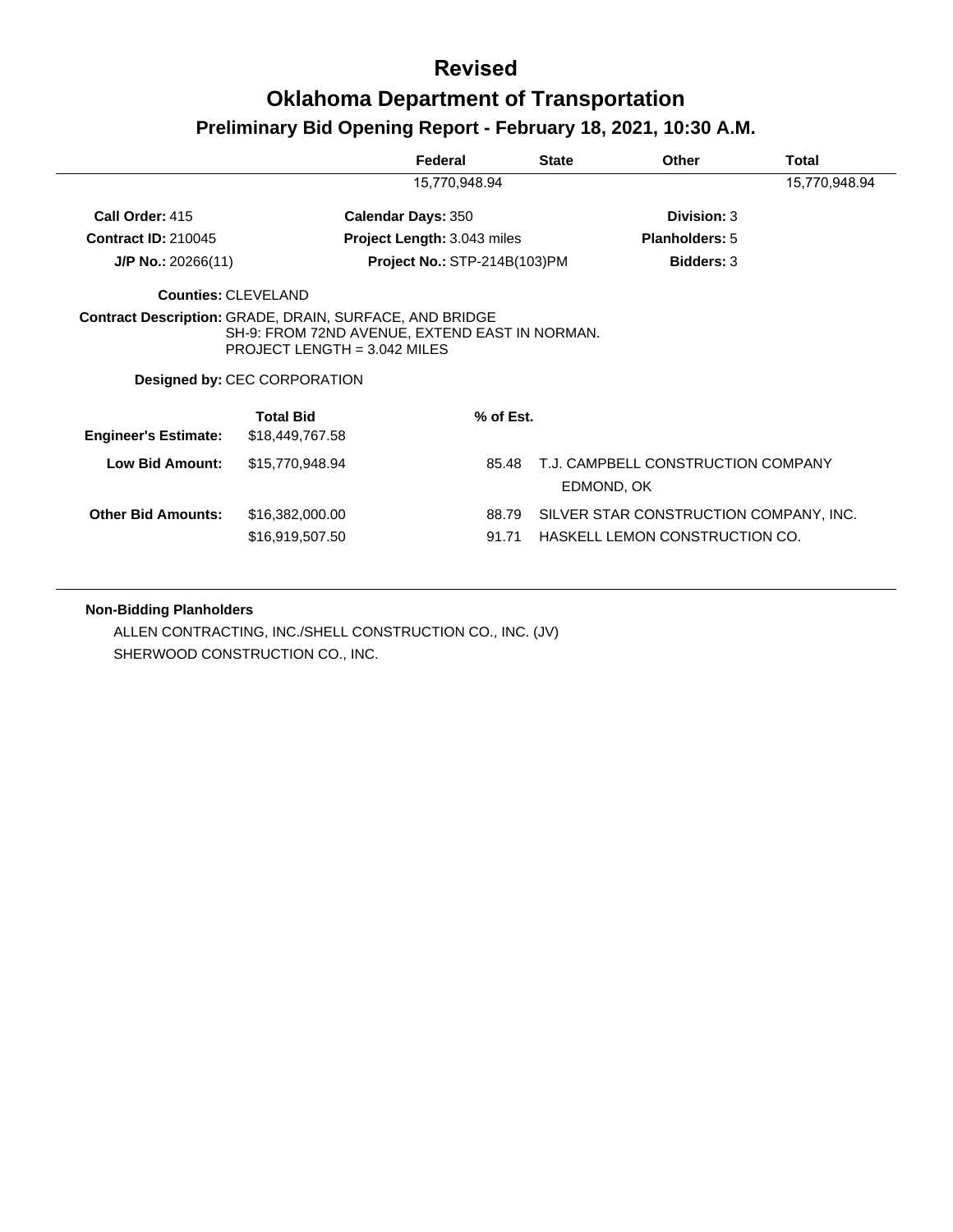# Revised

# Oklahoma Department of Transportation

## Preliminary Bid Opening Report - February 18, 2021, 10:30 A.M.

| | Federal | State | Other | Total |
|---|---|---|---|---|
| | 15,770,948.94 | | | 15,770,948.94 |

**Call Order:** 415 | **Calendar Days:** 350 | **Division:** 3

**Contract ID:** 210045 | **Project Length:** 3.043 miles | **Planholders:** 5

**J/P No.:** 20266(11) | **Project No.:** STP-214B(103)PM | **Bidders:** 3

**Counties:** CLEVELAND

**Contract Description:** GRADE, DRAIN, SURFACE, AND BRIDGE
SH-9: FROM 72ND AVENUE, EXTEND EAST IN NORMAN.
PROJECT LENGTH = 3.042 MILES

**Designed by:** CEC CORPORATION

| | Total Bid | % of Est. | |
|---|---|---|---|
| **Engineer's Estimate:** | $18,449,767.58 | | |
| **Low Bid Amount:** | $15,770,948.94 | 85.48 | T.J. CAMPBELL CONSTRUCTION COMPANY<br>EDMOND, OK |
| **Other Bid Amounts:** | $16,382,000.00 | 88.79 | SILVER STAR CONSTRUCTION COMPANY, INC. |
| | $16,919,507.50 | 91.71 | HASKELL LEMON CONSTRUCTION CO. |

**Non-Bidding Planholders**

ALLEN CONTRACTING, INC./SHELL CONSTRUCTION CO., INC. (JV)
SHERWOOD CONSTRUCTION CO., INC.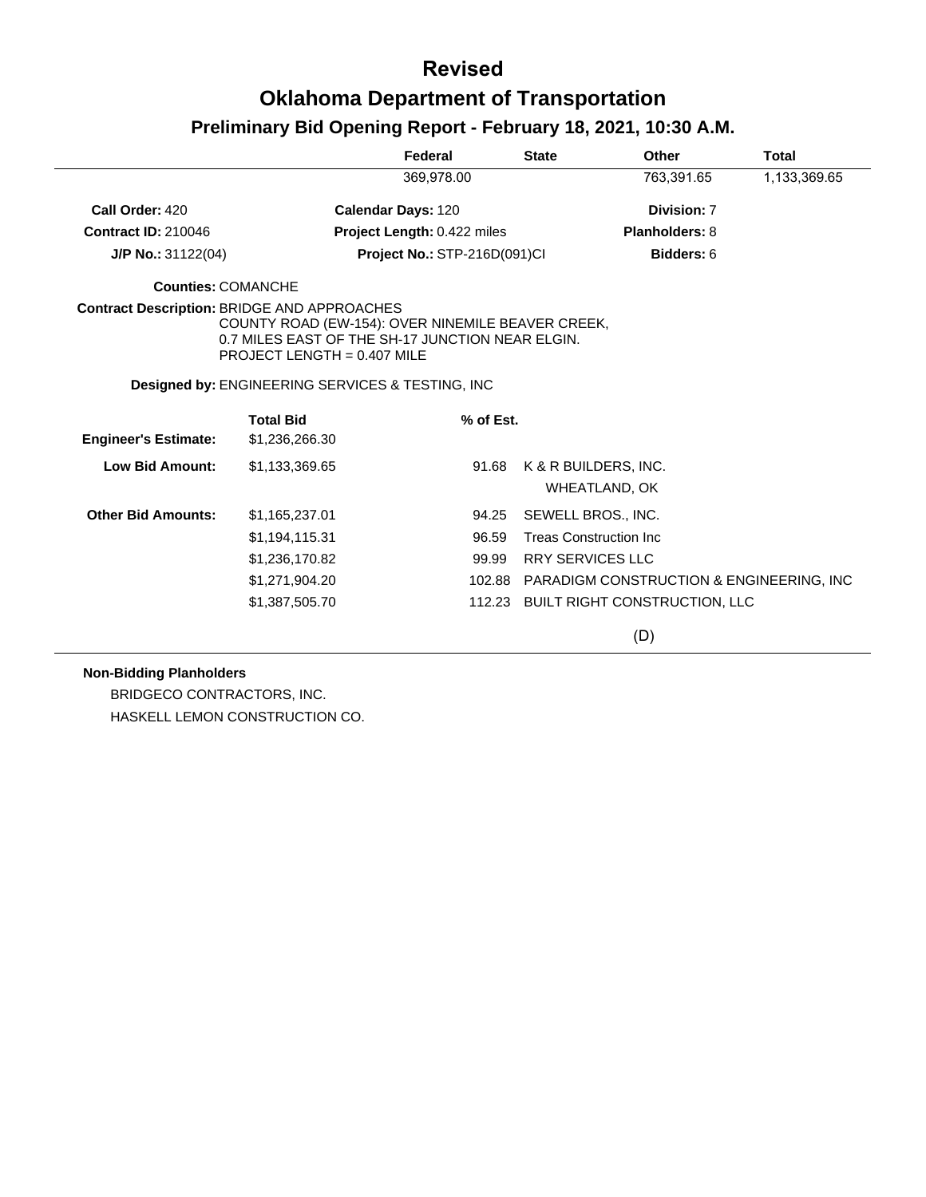# Revised

# Oklahoma Department of Transportation

## Preliminary Bid Opening Report - February 18, 2021, 10:30 A.M.

| | Federal | State | Other | Total |
|---|---|---|---|---|
| | 369,978.00 | | 763,391.65 | 1,133,369.65 |

**Call Order:** 420 | **Calendar Days:** 120 | **Division:** 7

**Contract ID:** 210046 | **Project Length:** 0.422 miles | **Planholders:** 8

**J/P No.:** 31122(04) | **Project No.:** STP-216D(091)CI | **Bidders:** 6

**Counties:** COMANCHE

**Contract Description:** BRIDGE AND APPROACHES
COUNTY ROAD (EW-154): OVER NINEMILE BEAVER CREEK,
0.7 MILES EAST OF THE SH-17 JUNCTION NEAR ELGIN.
PROJECT LENGTH = 0.407 MILE

**Designed by:** ENGINEERING SERVICES & TESTING, INC

| | Total Bid | % of Est. | |
|---|---|---|---|
| **Engineer's Estimate:** | $1,236,266.30 | | |
| **Low Bid Amount:** | $1,133,369.65 | 91.68 | K & R BUILDERS, INC. WHEATLAND, OK |
| **Other Bid Amounts:** | $1,165,237.01 | 94.25 | SEWELL BROS., INC. |
| | $1,194,115.31 | 96.59 | Treas Construction Inc |
| | $1,236,170.82 | 99.99 | RRY SERVICES LLC |
| | $1,271,904.20 | 102.88 | PARADIGM CONSTRUCTION & ENGINEERING, INC |
| | $1,387,505.70 | 112.23 | BUILT RIGHT CONSTRUCTION, LLC |

(D)

**Non-Bidding Planholders**

BRIDGECO CONTRACTORS, INC.

HASKELL LEMON CONSTRUCTION CO.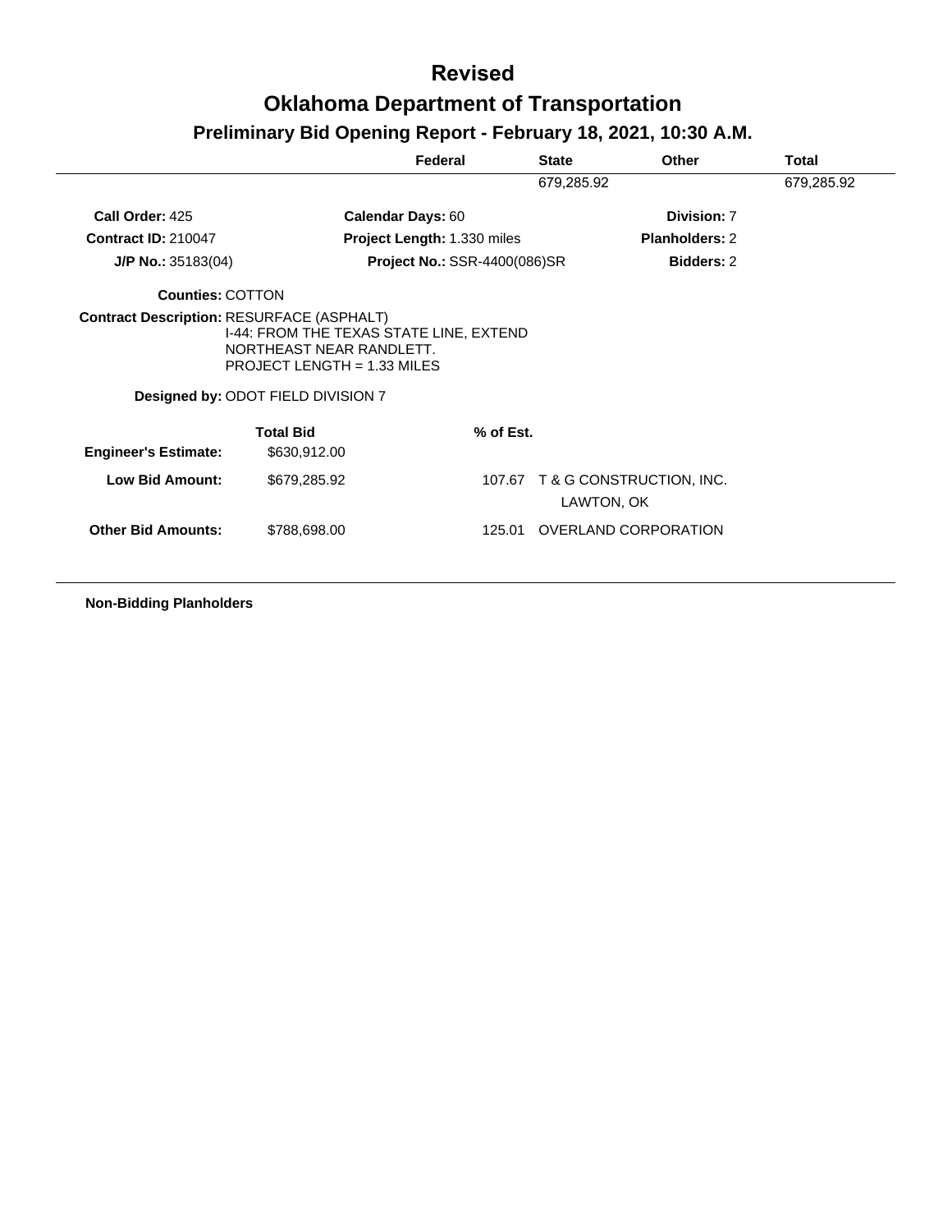# Revised

# Oklahoma Department of Transportation

## Preliminary Bid Opening Report - February 18, 2021, 10:30 A.M.

| Federal | State | Other | Total |
|---|---|---|---|
| | 679,285.92 | | 679,285.92 |

**Call Order:** 425 **Calendar Days:** 60 **Division:** 7

**Contract ID:** 210047 **Project Length:** 1.330 miles **Planholders:** 2

**J/P No.:** 35183(04) **Project No.:** SSR-4400(086)SR **Bidders:** 2

**Counties:** COTTON

**Contract Description:** RESURFACE (ASPHALT)
I-44: FROM THE TEXAS STATE LINE, EXTEND NORTHEAST NEAR RANDLETT.
PROJECT LENGTH = 1.33 MILES

**Designed by:** ODOT FIELD DIVISION 7

| | Total Bid | % of Est. | |
|---|---|---|---|
| **Engineer's Estimate:** | $630,912.00 | | |
| **Low Bid Amount:** | $679,285.92 | 107.67 | T & G CONSTRUCTION, INC. LAWTON, OK |
| **Other Bid Amounts:** | $788,698.00 | 125.01 | OVERLAND CORPORATION |

**Non-Bidding Planholders**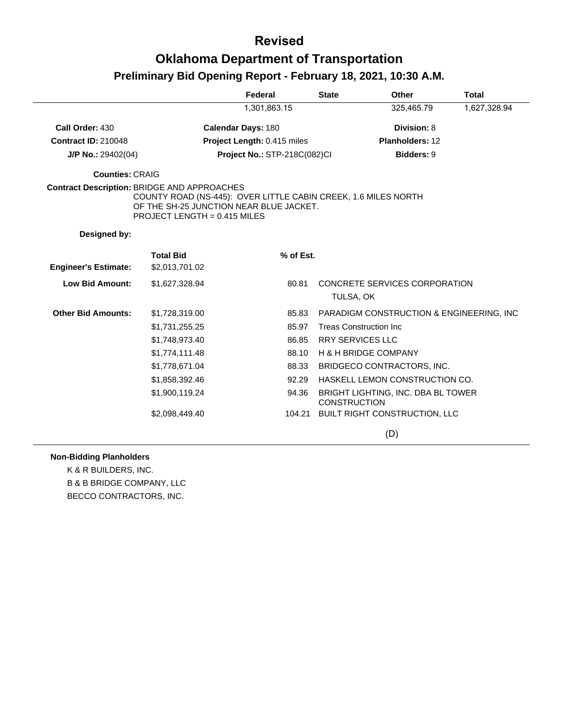# Revised

# Oklahoma Department of Transportation

## Preliminary Bid Opening Report - February 18, 2021, 10:30 A.M.

| Federal | State | Other | Total |
|---|---|---|---|
| 1,301,863.15 | | 325,465.79 | 1,627,328.94 |

**Call Order:** 430　　**Calendar Days:** 180　　**Division:** 8

**Contract ID:** 210048　　**Project Length:** 0.415 miles　　**Planholders:** 12

**J/P No.:** 29402(04)　　**Project No.:** STP-218C(082)CI　　**Bidders:** 9

**Counties:** CRAIG

**Contract Description:** BRIDGE AND APPROACHES
COUNTY ROAD (NS-445): OVER LITTLE CABIN CREEK, 1.6 MILES NORTH OF THE SH-25 JUNCTION NEAR BLUE JACKET.
PROJECT LENGTH = 0.415 MILES

**Designed by:**

| | Total Bid | % of Est. | |
|---|---|---|---|
| **Engineer's Estimate:** | $2,013,701.02 | | |
| **Low Bid Amount:** | $1,627,328.94 | 80.81 | CONCRETE SERVICES CORPORATION<br>TULSA, OK |
| **Other Bid Amounts:** | $1,728,319.00 | 85.83 | PARADIGM CONSTRUCTION & ENGINEERING, INC |
| | $1,731,255.25 | 85.97 | Treas Construction Inc |
| | $1,748,973.40 | 86.85 | RRY SERVICES LLC |
| | $1,774,111.48 | 88.10 | H & H BRIDGE COMPANY |
| | $1,778,671.04 | 88.33 | BRIDGECO CONTRACTORS, INC. |
| | $1,858,392.46 | 92.29 | HASKELL LEMON CONSTRUCTION CO. |
| | $1,900,119.24 | 94.36 | BRIGHT LIGHTING, INC. DBA BL TOWER CONSTRUCTION |
| | $2,098,449.40 | 104.21 | BUILT RIGHT CONSTRUCTION, LLC |

(D)

**Non-Bidding Planholders**

K & R BUILDERS, INC.
B & B BRIDGE COMPANY, LLC
BECCO CONTRACTORS, INC.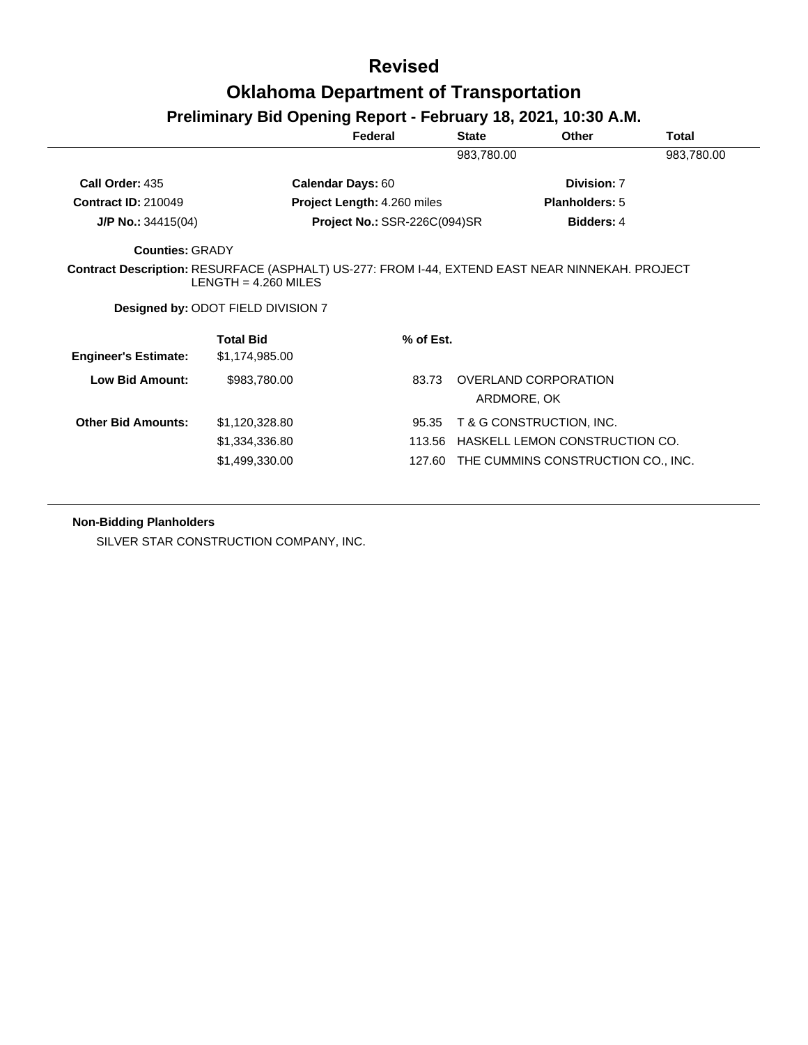# Revised

# Oklahoma Department of Transportation

## Preliminary Bid Opening Report - February 18, 2021, 10:30 A.M.

| Federal | State | Other | Total |
|---|---|---|---|
| | 983,780.00 | | 983,780.00 |

**Call Order:** 435 **Calendar Days:** 60 **Division:** 7

**Contract ID:** 210049 **Project Length:** 4.260 miles **Planholders:** 5

**J/P No.:** 34415(04) **Project No.:** SSR-226C(094)SR **Bidders:** 4

**Counties:** GRADY

**Contract Description:** RESURFACE (ASPHALT) US-277: FROM I-44, EXTEND EAST NEAR NINNEKAH. PROJECT LENGTH = 4.260 MILES

**Designed by:** ODOT FIELD DIVISION 7

| | Total Bid | % of Est. | |
|---|---|---|---|
| **Engineer's Estimate:** | $1,174,985.00 | | |
| **Low Bid Amount:** | $983,780.00 | 83.73 | OVERLAND CORPORATION<br>ARDMORE, OK |
| **Other Bid Amounts:** | $1,120,328.80 | 95.35 | T & G CONSTRUCTION, INC. |
| | $1,334,336.80 | 113.56 | HASKELL LEMON CONSTRUCTION CO. |
| | $1,499,330.00 | 127.60 | THE CUMMINS CONSTRUCTION CO., INC. |

**Non-Bidding Planholders**

SILVER STAR CONSTRUCTION COMPANY, INC.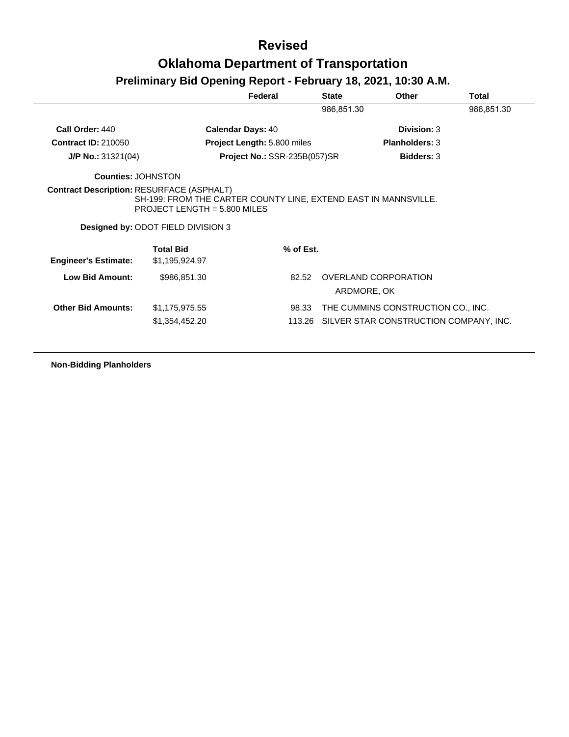# Revised

# Oklahoma Department of Transportation

## Preliminary Bid Opening Report - February 18, 2021, 10:30 A.M.

| Federal | State | Other | Total |
|---|---|---|---|
| | 986,851.30 | | 986,851.30 |

**Call Order:** 440 **Calendar Days:** 40 **Division:** 3

**Contract ID:** 210050 **Project Length:** 5.800 miles **Planholders:** 3

**J/P No.:** 31321(04) **Project No.:** SSR-235B(057)SR **Bidders:** 3

**Counties:** JOHNSTON

**Contract Description:** RESURFACE (ASPHALT)
SH-199: FROM THE CARTER COUNTY LINE, EXTEND EAST IN MANNSVILLE.
PROJECT LENGTH = 5.800 MILES

**Designed by:** ODOT FIELD DIVISION 3

| | Total Bid | % of Est. | |
|---|---|---|---|
| **Engineer's Estimate:** | $1,195,924.97 | | |
| **Low Bid Amount:** | $986,851.30 | 82.52 | OVERLAND CORPORATION<br>ARDMORE, OK |
| **Other Bid Amounts:** | $1,175,975.55 | 98.33 | THE CUMMINS CONSTRUCTION CO., INC. |
| | $1,354,452.20 | 113.26 | SILVER STAR CONSTRUCTION COMPANY, INC. |

**Non-Bidding Planholders**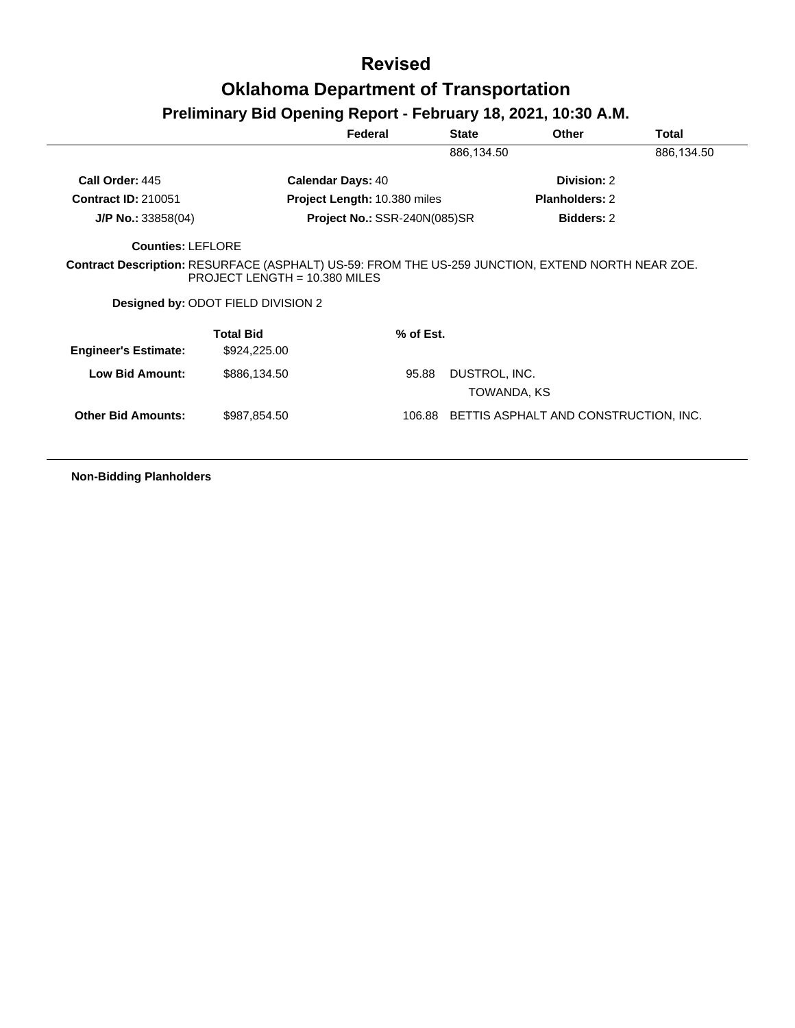# Revised

# Oklahoma Department of Transportation

## Preliminary Bid Opening Report - February 18, 2021, 10:30 A.M.

| | Federal | State | Other | Total |
|---|---|---|---|---|
| | | 886,134.50 | | 886,134.50 |

**Call Order:** 445 **Calendar Days:** 40 **Division:** 2

**Contract ID:** 210051 **Project Length:** 10.380 miles **Planholders:** 2

**J/P No.:** 33858(04) **Project No.:** SSR-240N(085)SR **Bidders:** 2

**Counties:** LEFLORE

**Contract Description:** RESURFACE (ASPHALT) US-59: FROM THE US-259 JUNCTION, EXTEND NORTH NEAR ZOE. PROJECT LENGTH = 10.380 MILES

**Designed by:** ODOT FIELD DIVISION 2

| | Total Bid | % of Est. | |
|---|---|---|---|
| **Engineer's Estimate:** | $924,225.00 | | |
| **Low Bid Amount:** | $886,134.50 | 95.88 | DUSTROL, INC.<br>TOWANDA, KS |
| **Other Bid Amounts:** | $987,854.50 | 106.88 | BETTIS ASPHALT AND CONSTRUCTION, INC. |

**Non-Bidding Planholders**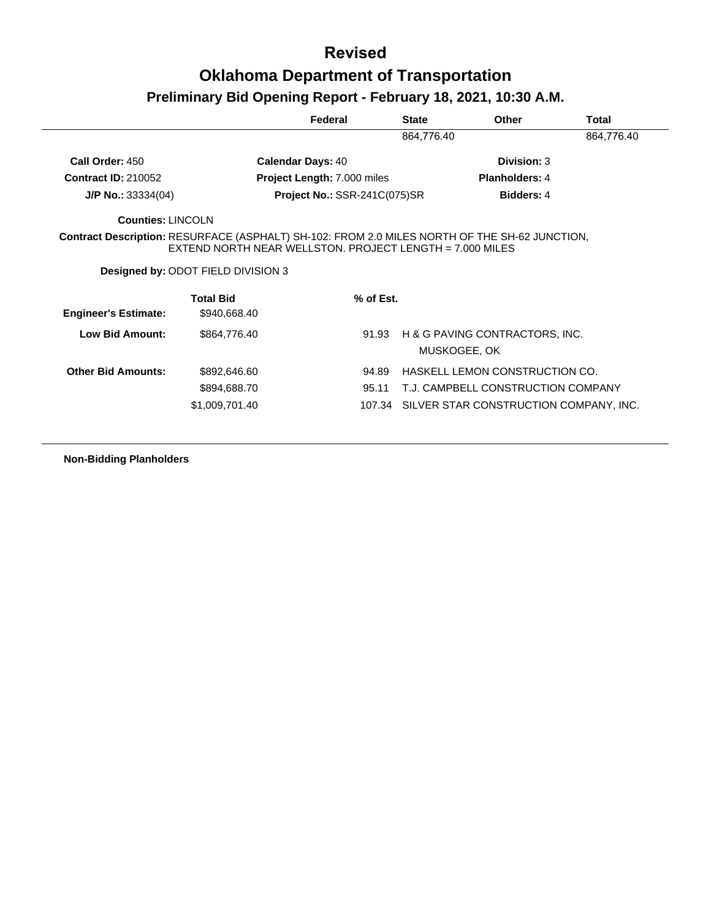# Revised

# Oklahoma Department of Transportation

## Preliminary Bid Opening Report - February 18, 2021, 10:30 A.M.

| Federal | State | Other | Total |
|---|---|---|---|
| | 864,776.40 | | 864,776.40 |

**Call Order:** 450 **Calendar Days:** 40 **Division:** 3

**Contract ID:** 210052 **Project Length:** 7.000 miles **Planholders:** 4

**J/P No.:** 33334(04) **Project No.:** SSR-241C(075)SR **Bidders:** 4

**Counties:** LINCOLN

**Contract Description:** RESURFACE (ASPHALT) SH-102: FROM 2.0 MILES NORTH OF THE SH-62 JUNCTION, EXTEND NORTH NEAR WELLSTON. PROJECT LENGTH = 7.000 MILES

**Designed by:** ODOT FIELD DIVISION 3

| | Total Bid | % of Est. | |
|---|---|---|---|
| **Engineer's Estimate:** | $940,668.40 | | |
| **Low Bid Amount:** | $864,776.40 | 91.93 | H & G PAVING CONTRACTORS, INC.<br>MUSKOGEE, OK |
| **Other Bid Amounts:** | $892,646.60 | 94.89 | HASKELL LEMON CONSTRUCTION CO. |
| | $894,688.70 | 95.11 | T.J. CAMPBELL CONSTRUCTION COMPANY |
| | $1,009,701.40 | 107.34 | SILVER STAR CONSTRUCTION COMPANY, INC. |

**Non-Bidding Planholders**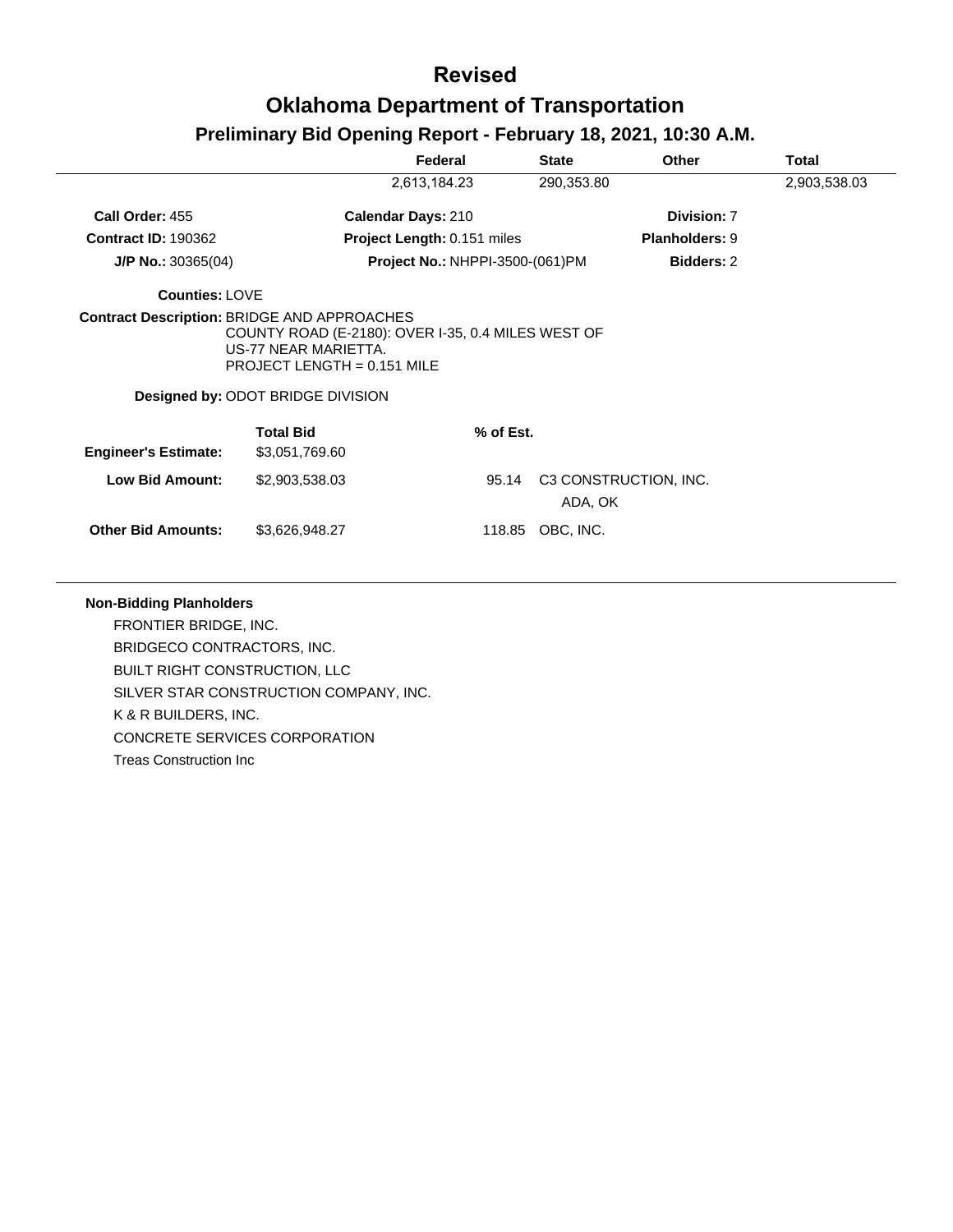# Revised

# Oklahoma Department of Transportation

## Preliminary Bid Opening Report - February 18, 2021, 10:30 A.M.

| | Federal | State | Other | Total |
|---|---|---|---|---|
| | 2,613,184.23 | 290,353.80 | | 2,903,538.03 |

**Call Order:** 455 **Calendar Days:** 210 **Division:** 7

**Contract ID:** 190362 **Project Length:** 0.151 miles **Planholders:** 9

**J/P No.:** 30365(04) **Project No.:** NHPPI-3500-(061)PM **Bidders:** 2

**Counties:** LOVE

**Contract Description:** BRIDGE AND APPROACHES
COUNTY ROAD (E-2180): OVER I-35, 0.4 MILES WEST OF US-77 NEAR MARIETTA.
PROJECT LENGTH = 0.151 MILE

**Designed by:** ODOT BRIDGE DIVISION

| | Total Bid | % of Est. | |
|---|---|---|---|
| **Engineer's Estimate:** | $3,051,769.60 | | |
| **Low Bid Amount:** | $2,903,538.03 | 95.14 | C3 CONSTRUCTION, INC. ADA, OK |
| **Other Bid Amounts:** | $3,626,948.27 | 118.85 | OBC, INC. |

**Non-Bidding Planholders**

FRONTIER BRIDGE, INC.
BRIDGECO CONTRACTORS, INC.
BUILT RIGHT CONSTRUCTION, LLC
SILVER STAR CONSTRUCTION COMPANY, INC.
K & R BUILDERS, INC.
CONCRETE SERVICES CORPORATION
Treas Construction Inc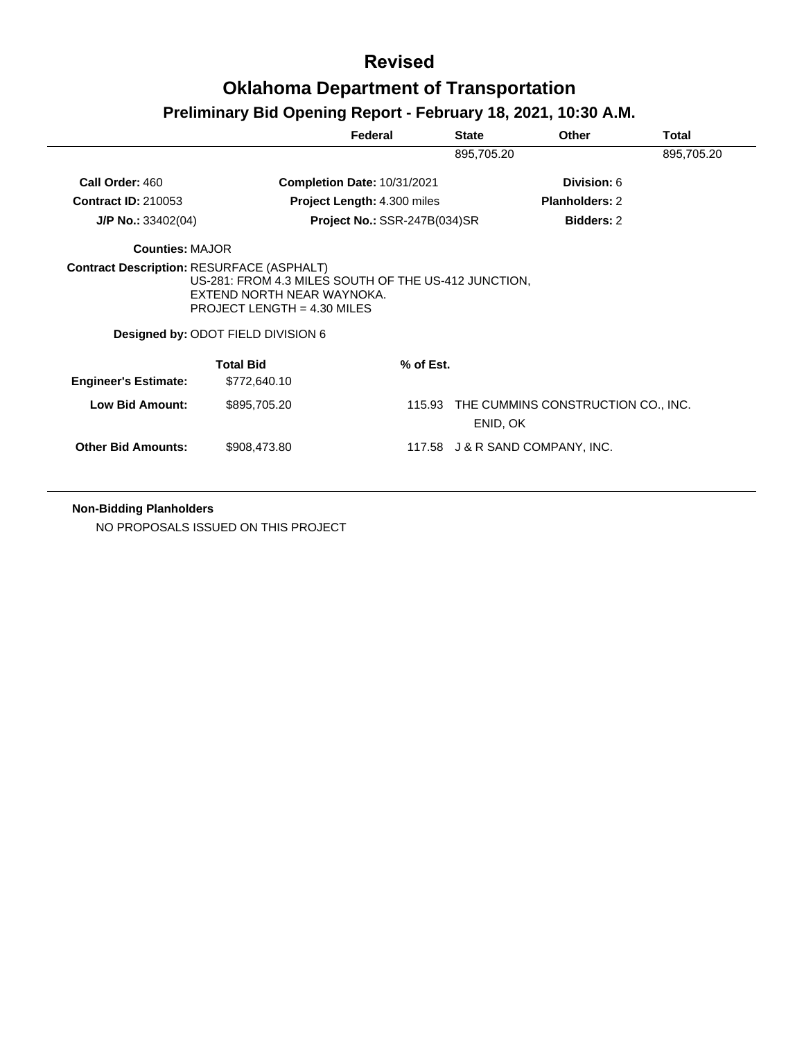# Revised

# Oklahoma Department of Transportation

## Preliminary Bid Opening Report - February 18, 2021, 10:30 A.M.

| Federal | State | Other | Total |
|---|---|---|---|
| | 895,705.20 | | 895,705.20 |

**Call Order:** 460　　**Completion Date:** 10/31/2021　　**Division:** 6

**Contract ID:** 210053　　**Project Length:** 4.300 miles　　**Planholders:** 2

**J/P No.:** 33402(04)　　**Project No.:** SSR-247B(034)SR　　**Bidders:** 2

**Counties:** MAJOR

**Contract Description:** RESURFACE (ASPHALT)
US-281: FROM 4.3 MILES SOUTH OF THE US-412 JUNCTION, EXTEND NORTH NEAR WAYNOKA.
PROJECT LENGTH = 4.30 MILES

**Designed by:** ODOT FIELD DIVISION 6

| | Total Bid | % of Est. | |
|---|---|---|---|
| **Engineer's Estimate:** | $772,640.10 | | |
| **Low Bid Amount:** | $895,705.20 | 115.93 | THE CUMMINS CONSTRUCTION CO., INC.<br>ENID, OK |
| **Other Bid Amounts:** | $908,473.80 | 117.58 | J & R SAND COMPANY, INC. |

**Non-Bidding Planholders**

NO PROPOSALS ISSUED ON THIS PROJECT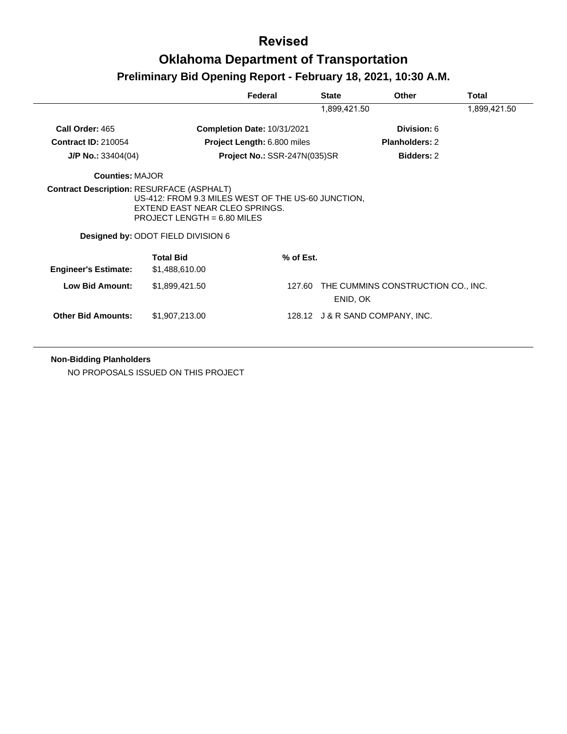# Revised

# Oklahoma Department of Transportation

## Preliminary Bid Opening Report - February 18, 2021, 10:30 A.M.

| Federal | State | Other | Total |
|---|---|---|---|
| | 1,899,421.50 | | 1,899,421.50 |

**Call Order:** 465　　**Completion Date:** 10/31/2021　　**Division:** 6

**Contract ID:** 210054　　**Project Length:** 6.800 miles　　**Planholders:** 2

**J/P No.:** 33404(04)　　**Project No.:** SSR-247N(035)SR　　**Bidders:** 2

**Counties:** MAJOR

**Contract Description:** RESURFACE (ASPHALT)
US-412: FROM 9.3 MILES WEST OF THE US-60 JUNCTION, EXTEND EAST NEAR CLEO SPRINGS.
PROJECT LENGTH = 6.80 MILES

**Designed by:** ODOT FIELD DIVISION 6

| | Total Bid | % of Est. | |
|---|---|---|---|
| **Engineer's Estimate:** | $1,488,610.00 | | |
| **Low Bid Amount:** | $1,899,421.50 | 127.60 | THE CUMMINS CONSTRUCTION CO., INC.<br>ENID, OK |
| **Other Bid Amounts:** | $1,907,213.00 | 128.12 | J & R SAND COMPANY, INC. |

**Non-Bidding Planholders**

NO PROPOSALS ISSUED ON THIS PROJECT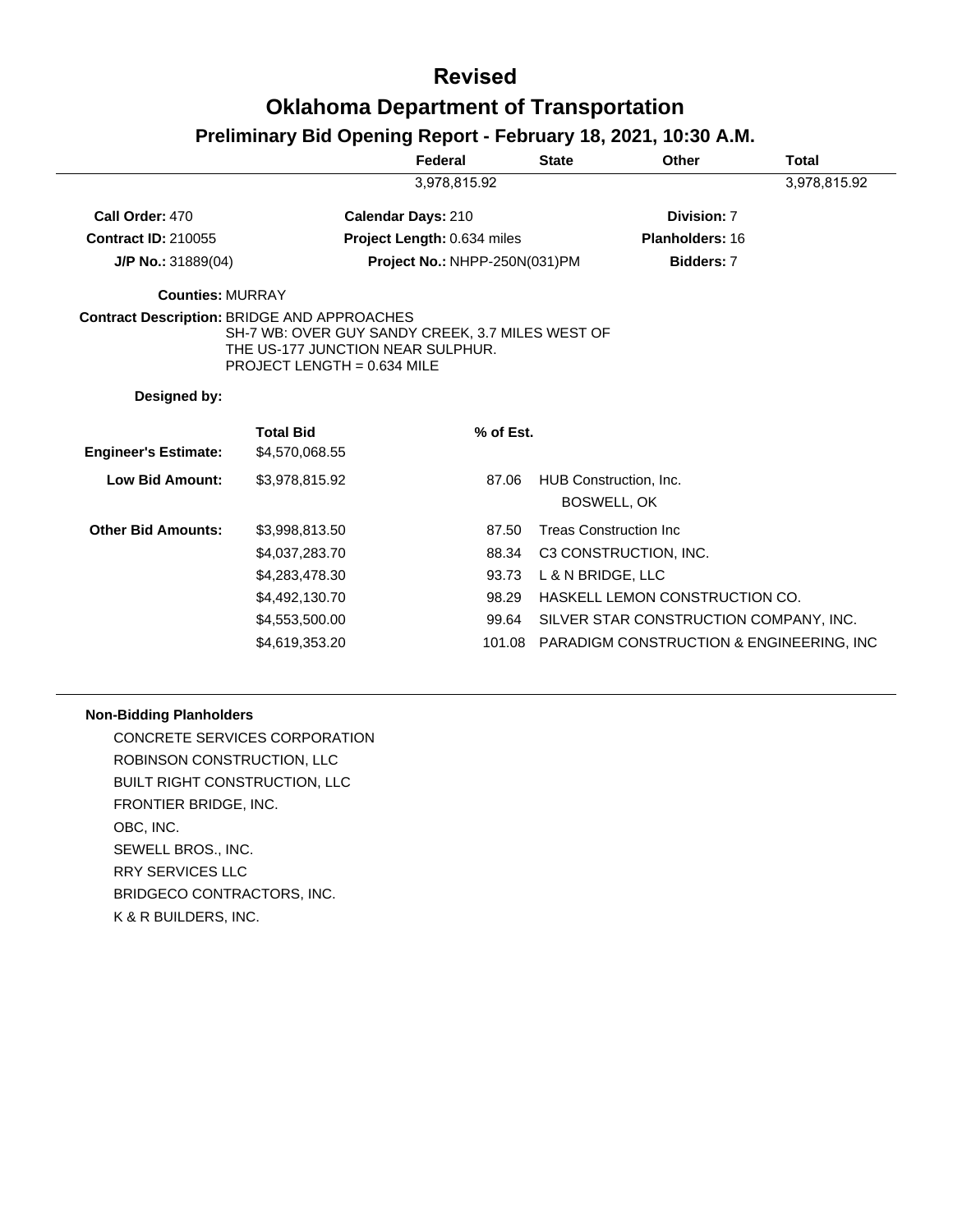# Revised

# Oklahoma Department of Transportation

## Preliminary Bid Opening Report - February 18, 2021, 10:30 A.M.

| | Federal | State | Other | Total |
|---|---|---|---|---|
| | 3,978,815.92 | | | 3,978,815.92 |

**Call Order:** 470 | **Calendar Days:** 210 | **Division:** 7

**Contract ID:** 210055 | **Project Length:** 0.634 miles | **Planholders:** 16

**J/P No.:** 31889(04) | **Project No.:** NHPP-250N(031)PM | **Bidders:** 7

**Counties:** MURRAY

**Contract Description:** BRIDGE AND APPROACHES
SH-7 WB: OVER GUY SANDY CREEK, 3.7 MILES WEST OF THE US-177 JUNCTION NEAR SULPHUR.
PROJECT LENGTH = 0.634 MILE

**Designed by:**

| | Total Bid | % of Est. | |
|---|---|---|---|
| **Engineer's Estimate:** | $4,570,068.55 | | |
| **Low Bid Amount:** | $3,978,815.92 | 87.06 | HUB Construction, Inc. BOSWELL, OK |
| **Other Bid Amounts:** | $3,998,813.50 | 87.50 | Treas Construction Inc |
| | $4,037,283.70 | 88.34 | C3 CONSTRUCTION, INC. |
| | $4,283,478.30 | 93.73 | L & N BRIDGE, LLC |
| | $4,492,130.70 | 98.29 | HASKELL LEMON CONSTRUCTION CO. |
| | $4,553,500.00 | 99.64 | SILVER STAR CONSTRUCTION COMPANY, INC. |
| | $4,619,353.20 | 101.08 | PARADIGM CONSTRUCTION & ENGINEERING, INC |

**Non-Bidding Planholders**

CONCRETE SERVICES CORPORATION
ROBINSON CONSTRUCTION, LLC
BUILT RIGHT CONSTRUCTION, LLC
FRONTIER BRIDGE, INC.
OBC, INC.
SEWELL BROS., INC.
RRY SERVICES LLC
BRIDGECO CONTRACTORS, INC.
K & R BUILDERS, INC.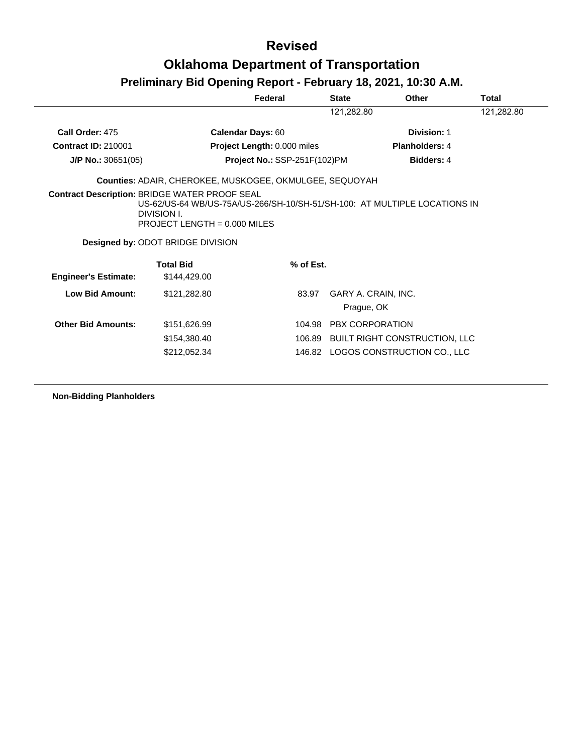# Revised

# Oklahoma Department of Transportation

## Preliminary Bid Opening Report - February 18, 2021, 10:30 A.M.

| Federal | State | Other | Total |
|---|---|---|---|
| | 121,282.80 | | 121,282.80 |

**Call Order:** 475 **Calendar Days:** 60 **Division:** 1

**Contract ID:** 210001 **Project Length:** 0.000 miles **Planholders:** 4

**J/P No.:** 30651(05) **Project No.:** SSP-251F(102)PM **Bidders:** 4

**Counties:** ADAIR, CHEROKEE, MUSKOGEE, OKMULGEE, SEQUOYAH

**Contract Description:** BRIDGE WATER PROOF SEAL
US-62/US-64 WB/US-75A/US-266/SH-10/SH-51/SH-100: AT MULTIPLE LOCATIONS IN DIVISION I.
PROJECT LENGTH = 0.000 MILES

**Designed by:** ODOT BRIDGE DIVISION

| | Total Bid | % of Est. | |
|---|---|---|---|
| **Engineer's Estimate:** | $144,429.00 | | |
| **Low Bid Amount:** | $121,282.80 | 83.97 | GARY A. CRAIN, INC.<br>Prague, OK |
| **Other Bid Amounts:** | $151,626.99 | 104.98 | PBX CORPORATION |
| | $154,380.40 | 106.89 | BUILT RIGHT CONSTRUCTION, LLC |
| | $212,052.34 | 146.82 | LOGOS CONSTRUCTION CO., LLC |

**Non-Bidding Planholders**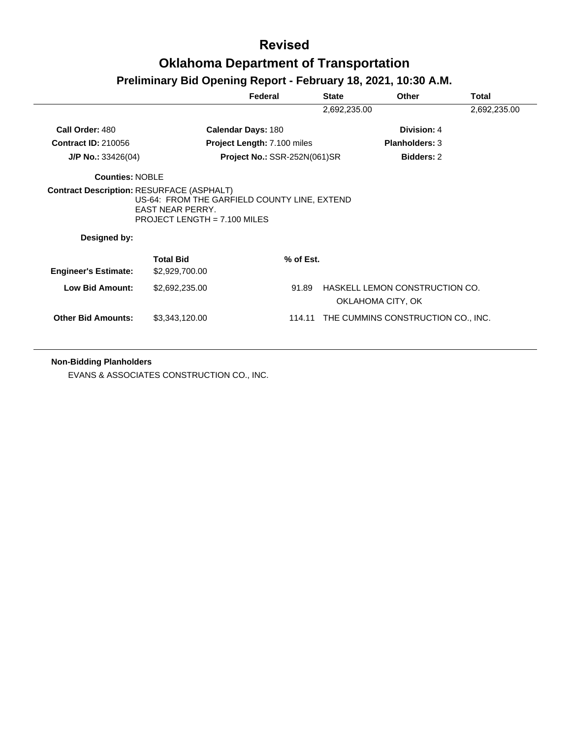# Revised

# Oklahoma Department of Transportation

## Preliminary Bid Opening Report - February 18, 2021, 10:30 A.M.

| Federal | State | Other | Total |
|---|---|---|---|
| | 2,692,235.00 | | 2,692,235.00 |

**Call Order:** 480  **Calendar Days:** 180  **Division:** 4

**Contract ID:** 210056  **Project Length:** 7.100 miles  **Planholders:** 3

**J/P No.:** 33426(04)  **Project No.:** SSR-252N(061)SR  **Bidders:** 2

**Counties:** NOBLE

**Contract Description:** RESURFACE (ASPHALT)
US-64: FROM THE GARFIELD COUNTY LINE, EXTEND EAST NEAR PERRY.
PROJECT LENGTH = 7.100 MILES

**Designed by:**

| | Total Bid | % of Est. | |
|---|---|---|---|
| **Engineer's Estimate:** | $2,929,700.00 | | |
| **Low Bid Amount:** | $2,692,235.00 | 91.89 | HASKELL LEMON CONSTRUCTION CO.<br>OKLAHOMA CITY, OK |
| **Other Bid Amounts:** | $3,343,120.00 | 114.11 | THE CUMMINS CONSTRUCTION CO., INC. |

**Non-Bidding Planholders**

EVANS & ASSOCIATES CONSTRUCTION CO., INC.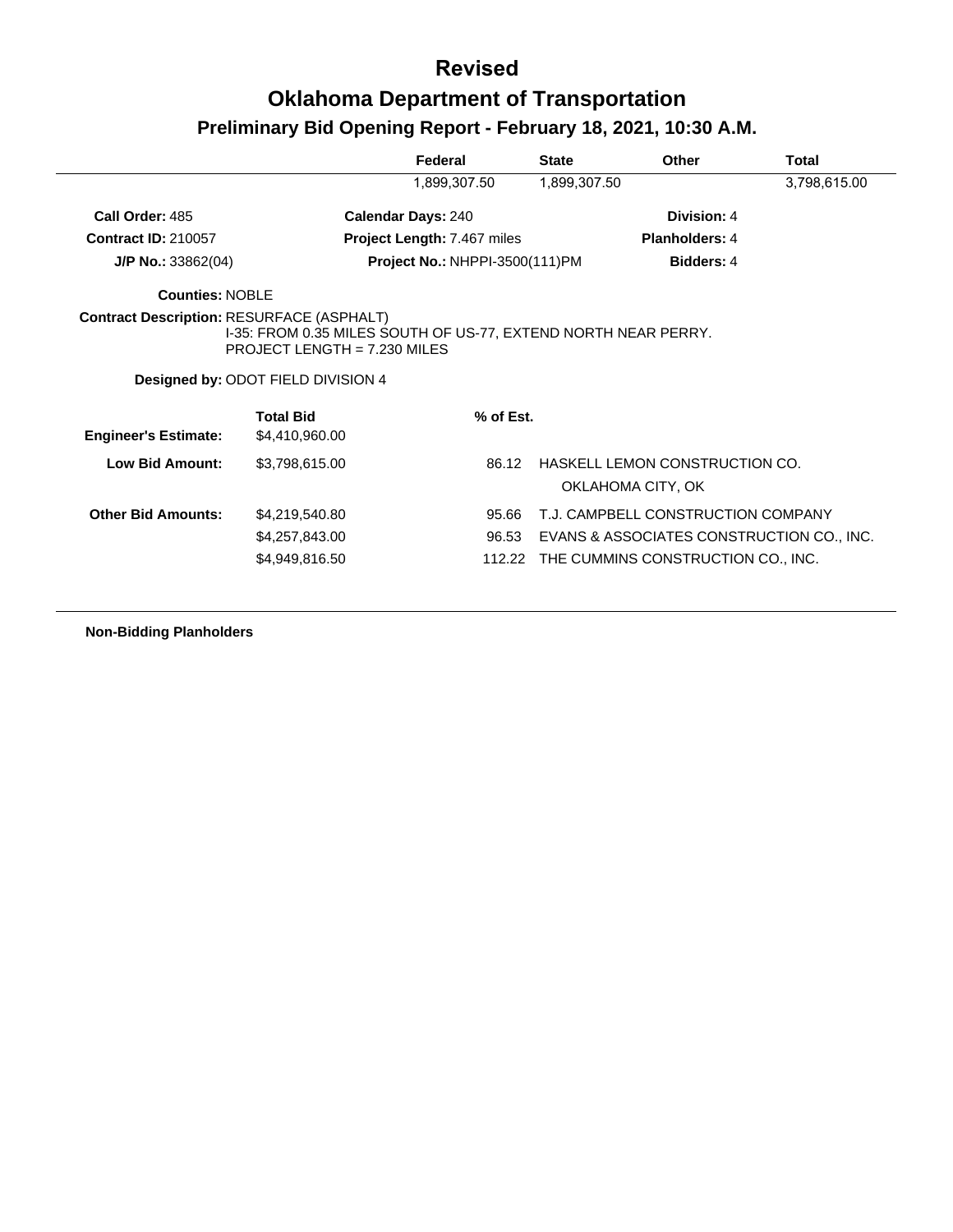# Revised

# Oklahoma Department of Transportation

## Preliminary Bid Opening Report - February 18, 2021, 10:30 A.M.

| | Federal | State | Other | Total |
|---|---|---|---|---|
| | 1,899,307.50 | 1,899,307.50 | | 3,798,615.00 |

**Call Order:** 485 | **Calendar Days:** 240 | **Division:** 4

**Contract ID:** 210057 | **Project Length:** 7.467 miles | **Planholders:** 4

**J/P No.:** 33862(04) | **Project No.:** NHPPI-3500(111)PM | **Bidders:** 4

**Counties:** NOBLE

**Contract Description:** RESURFACE (ASPHALT)
I-35: FROM 0.35 MILES SOUTH OF US-77, EXTEND NORTH NEAR PERRY.
PROJECT LENGTH = 7.230 MILES

**Designed by:** ODOT FIELD DIVISION 4

| | Total Bid | % of Est. | |
|---|---|---|---|
| **Engineer's Estimate:** | $4,410,960.00 | | |
| **Low Bid Amount:** | $3,798,615.00 | 86.12 | HASKELL LEMON CONSTRUCTION CO.<br>OKLAHOMA CITY, OK |
| **Other Bid Amounts:** | $4,219,540.80 | 95.66 | T.J. CAMPBELL CONSTRUCTION COMPANY |
| | $4,257,843.00 | 96.53 | EVANS & ASSOCIATES CONSTRUCTION CO., INC. |
| | $4,949,816.50 | 112.22 | THE CUMMINS CONSTRUCTION CO., INC. |

**Non-Bidding Planholders**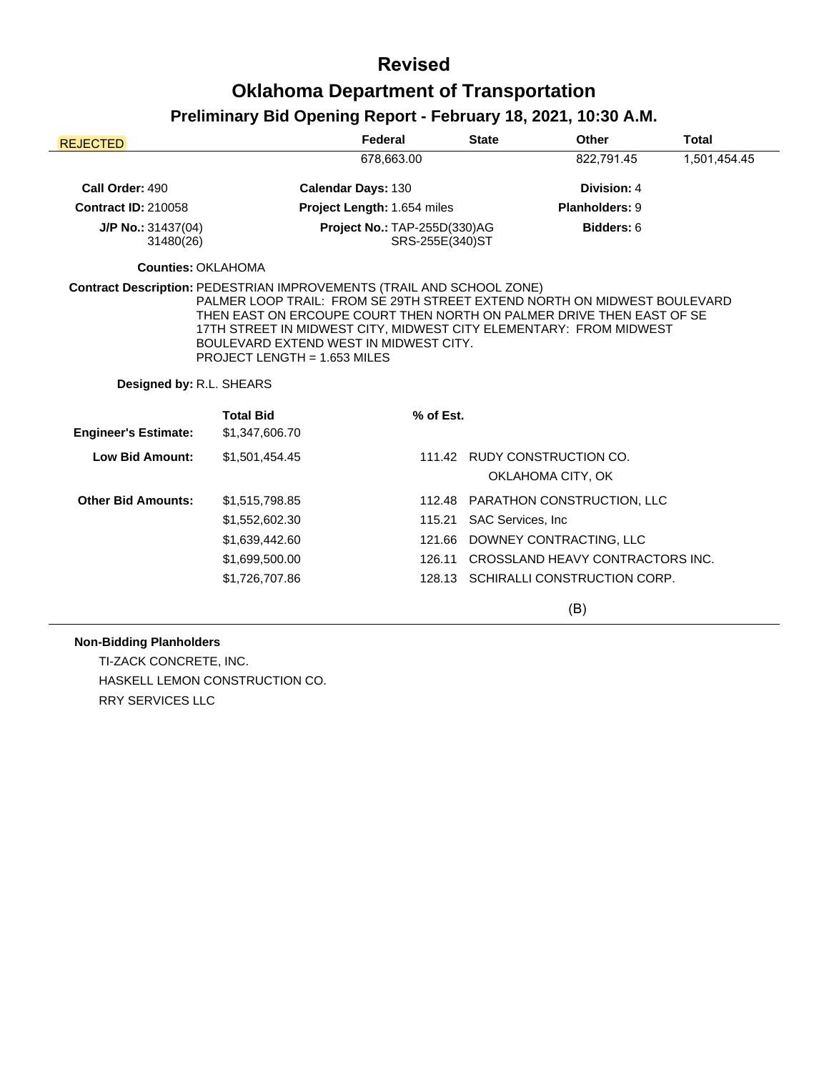# Revised

# Oklahoma Department of Transportation

## Preliminary Bid Opening Report - February 18, 2021, 10:30 A.M.

| REJECTED | Federal | State | Other | Total |
|---|---|---|---|---|
| | 678,663.00 | | 822,791.45 | 1,501,454.45 |

**Call Order:** 490 **Calendar Days:** 130 **Division:** 4

**Contract ID:** 210058 **Project Length:** 1.654 miles **Planholders:** 9

**J/P No.:** 31437(04) 31480(26) **Project No.:** TAP-255D(330)AG SRS-255E(340)ST **Bidders:** 6

**Counties:** OKLAHOMA

**Contract Description:** PEDESTRIAN IMPROVEMENTS (TRAIL AND SCHOOL ZONE) PALMER LOOP TRAIL: FROM SE 29TH STREET EXTEND NORTH ON MIDWEST BOULEVARD THEN EAST ON ERCOUPE COURT THEN NORTH ON PALMER DRIVE THEN EAST OF SE 17TH STREET IN MIDWEST CITY, MIDWEST CITY ELEMENTARY: FROM MIDWEST BOULEVARD EXTEND WEST IN MIDWEST CITY. PROJECT LENGTH = 1.653 MILES

**Designed by:** R.L. SHEARS

| | Total Bid | % of Est. | |
|---|---|---|---|
| **Engineer's Estimate:** | $1,347,606.70 | | |
| **Low Bid Amount:** | $1,501,454.45 | 111.42 | RUDY CONSTRUCTION CO. OKLAHOMA CITY, OK |
| **Other Bid Amounts:** | $1,515,798.85 | 112.48 | PARATHON CONSTRUCTION, LLC |
| | $1,552,602.30 | 115.21 | SAC Services, Inc |
| | $1,639,442.60 | 121.66 | DOWNEY CONTRACTING, LLC |
| | $1,699,500.00 | 126.11 | CROSSLAND HEAVY CONTRACTORS INC. |
| | $1,726,707.86 | 128.13 | SCHIRALLI CONSTRUCTION CORP. |

(B)

**Non-Bidding Planholders**

TI-ZACK CONCRETE, INC.

HASKELL LEMON CONSTRUCTION CO.

RRY SERVICES LLC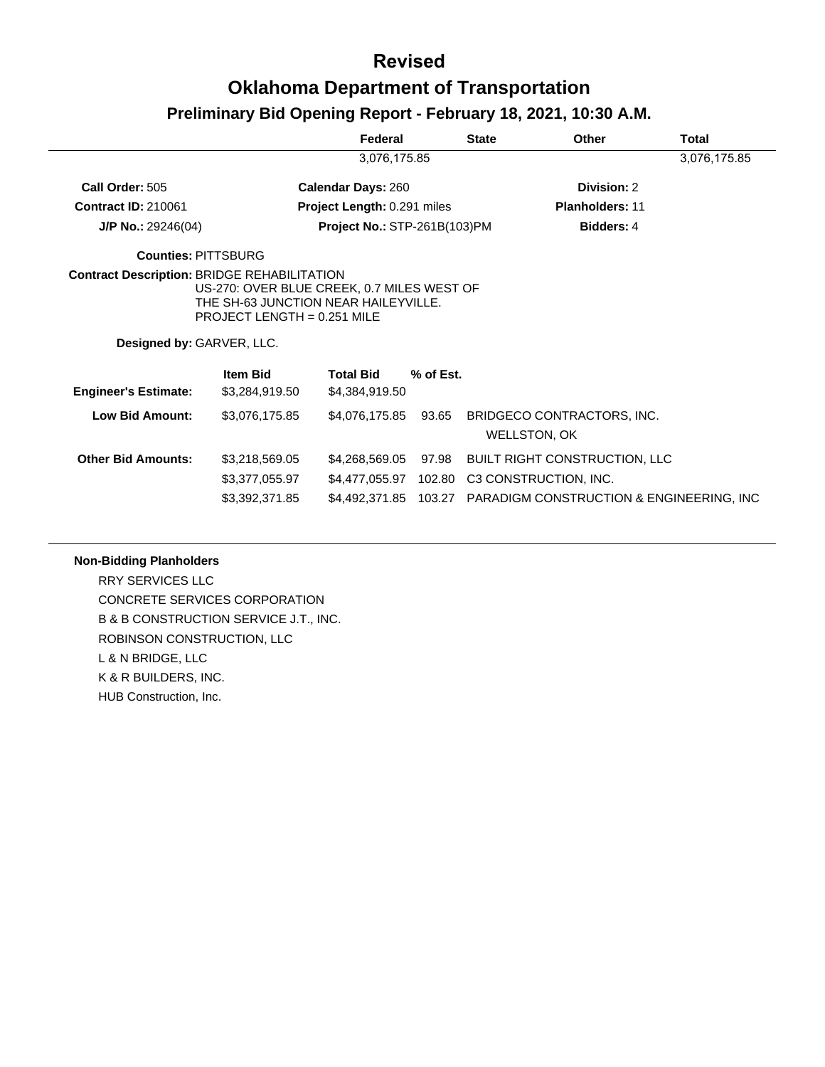# Revised

# Oklahoma Department of Transportation

## Preliminary Bid Opening Report - February 18, 2021, 10:30 A.M.

| | Federal | State | Other | Total |
|---|---|---|---|---|
| | 3,076,175.85 | | | 3,076,175.85 |

**Call Order:** 505 | **Calendar Days:** 260 | **Division:** 2

**Contract ID:** 210061 | **Project Length:** 0.291 miles | **Planholders:** 11

**J/P No.:** 29246(04) | **Project No.:** STP-261B(103)PM | **Bidders:** 4

**Counties:** PITTSBURG

**Contract Description:** BRIDGE REHABILITATION
US-270: OVER BLUE CREEK, 0.7 MILES WEST OF THE SH-63 JUNCTION NEAR HAILEYVILLE.
PROJECT LENGTH = 0.251 MILE

**Designed by:** GARVER, LLC.

| | Item Bid | Total Bid | % of Est. | |
|---|---|---|---|---|
| **Engineer's Estimate:** | $3,284,919.50 | $4,384,919.50 | | |
| **Low Bid Amount:** | $3,076,175.85 | $4,076,175.85 | 93.65 | BRIDGECO CONTRACTORS, INC.<br>WELLSTON, OK |
| **Other Bid Amounts:** | $3,218,569.05 | $4,268,569.05 | 97.98 | BUILT RIGHT CONSTRUCTION, LLC |
| | $3,377,055.97 | $4,477,055.97 | 102.80 | C3 CONSTRUCTION, INC. |
| | $3,392,371.85 | $4,492,371.85 | 103.27 | PARADIGM CONSTRUCTION & ENGINEERING, INC |

**Non-Bidding Planholders**

RRY SERVICES LLC
CONCRETE SERVICES CORPORATION
B & B CONSTRUCTION SERVICE J.T., INC.
ROBINSON CONSTRUCTION, LLC
L & N BRIDGE, LLC
K & R BUILDERS, INC.
HUB Construction, Inc.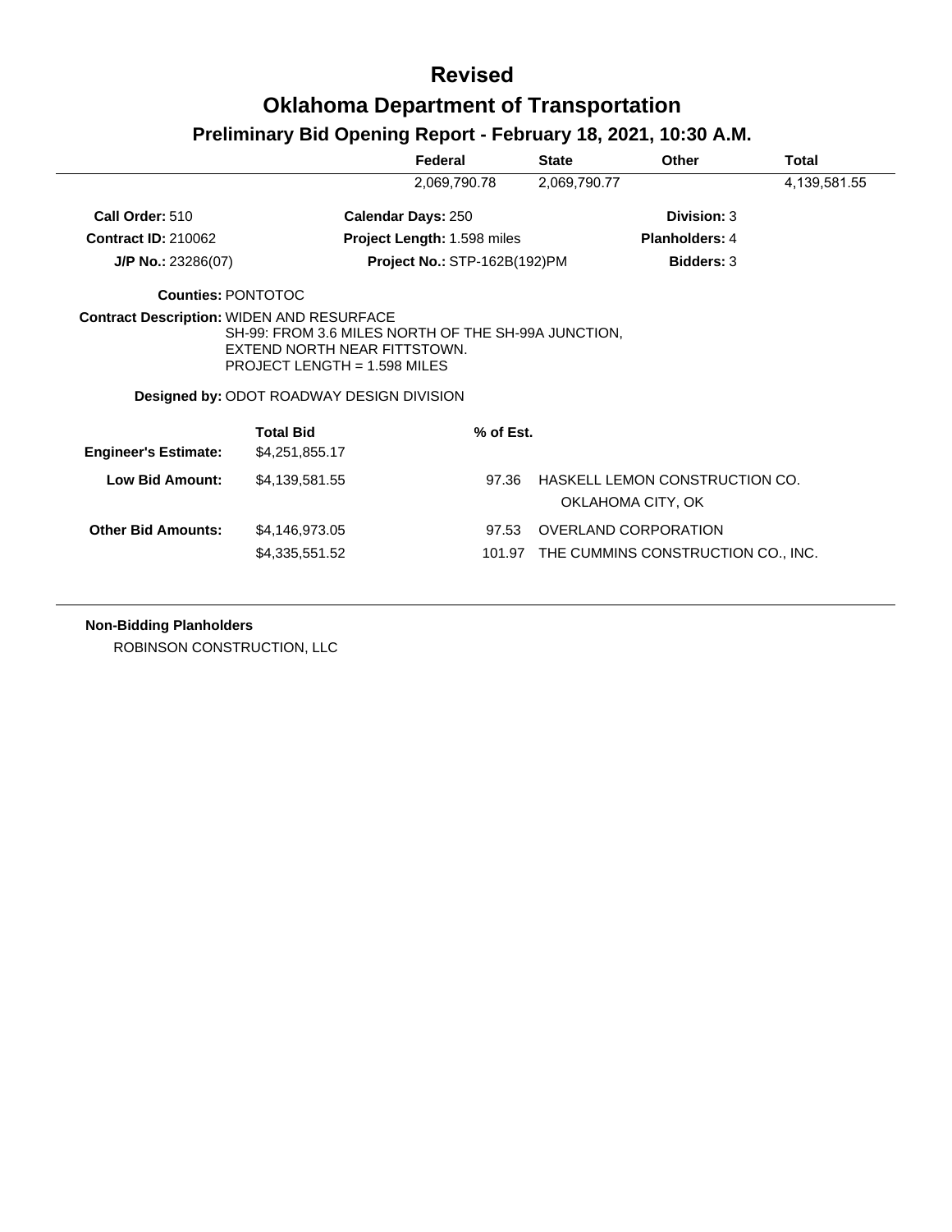# Revised

# Oklahoma Department of Transportation

## Preliminary Bid Opening Report - February 18, 2021, 10:30 A.M.

| | Federal | State | Other | Total |
|---|---|---|---|---|
| | 2,069,790.78 | 2,069,790.77 | | 4,139,581.55 |

**Call Order:** 510 | **Calendar Days:** 250 | **Division:** 3

**Contract ID:** 210062 | **Project Length:** 1.598 miles | **Planholders:** 4

**J/P No.:** 23286(07) | **Project No.:** STP-162B(192)PM | **Bidders:** 3

**Counties:** PONTOTOC

**Contract Description:** WIDEN AND RESURFACE
SH-99: FROM 3.6 MILES NORTH OF THE SH-99A JUNCTION, EXTEND NORTH NEAR FITTSTOWN.
PROJECT LENGTH = 1.598 MILES

**Designed by:** ODOT ROADWAY DESIGN DIVISION

| | Total Bid | % of Est. | |
|---|---|---|---|
| **Engineer's Estimate:** | $4,251,855.17 | | |
| **Low Bid Amount:** | $4,139,581.55 | 97.36 | HASKELL LEMON CONSTRUCTION CO.<br>OKLAHOMA CITY, OK |
| **Other Bid Amounts:** | $4,146,973.05 | 97.53 | OVERLAND CORPORATION |
| | $4,335,551.52 | 101.97 | THE CUMMINS CONSTRUCTION CO., INC. |

**Non-Bidding Planholders**

ROBINSON CONSTRUCTION, LLC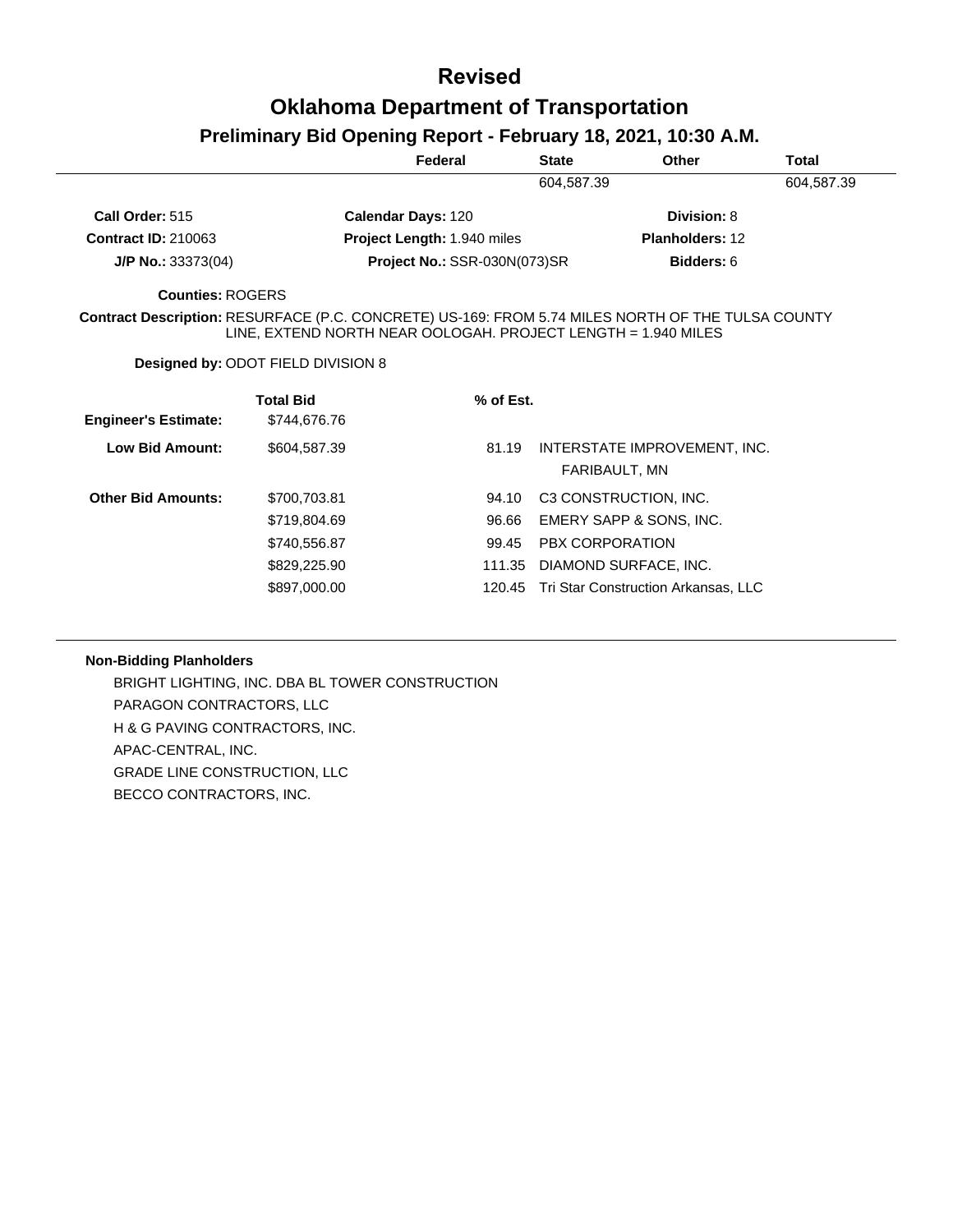# Revised

# Oklahoma Department of Transportation

## Preliminary Bid Opening Report - February 18, 2021, 10:30 A.M.

| Federal | State | Other | Total |
|---|---|---|---|
| | 604,587.39 | | 604,587.39 |

**Call Order:** 515 **Calendar Days:** 120 **Division:** 8

**Contract ID:** 210063 **Project Length:** 1.940 miles **Planholders:** 12

**J/P No.:** 33373(04) **Project No.:** SSR-030N(073)SR **Bidders:** 6

**Counties:** ROGERS

**Contract Description:** RESURFACE (P.C. CONCRETE) US-169: FROM 5.74 MILES NORTH OF THE TULSA COUNTY LINE, EXTEND NORTH NEAR OOLOGAH. PROJECT LENGTH = 1.940 MILES

**Designed by:** ODOT FIELD DIVISION 8

| | Total Bid | % of Est. | |
|---|---|---|---|
| **Engineer's Estimate:** | $744,676.76 | | |
| **Low Bid Amount:** | $604,587.39 | 81.19 | INTERSTATE IMPROVEMENT, INC. FARIBAULT, MN |
| **Other Bid Amounts:** | $700,703.81 | 94.10 | C3 CONSTRUCTION, INC. |
| | $719,804.69 | 96.66 | EMERY SAPP & SONS, INC. |
| | $740,556.87 | 99.45 | PBX CORPORATION |
| | $829,225.90 | 111.35 | DIAMOND SURFACE, INC. |
| | $897,000.00 | 120.45 | Tri Star Construction Arkansas, LLC |

**Non-Bidding Planholders**

BRIGHT LIGHTING, INC. DBA BL TOWER CONSTRUCTION
PARAGON CONTRACTORS, LLC
H & G PAVING CONTRACTORS, INC.
APAC-CENTRAL, INC.
GRADE LINE CONSTRUCTION, LLC
BECCO CONTRACTORS, INC.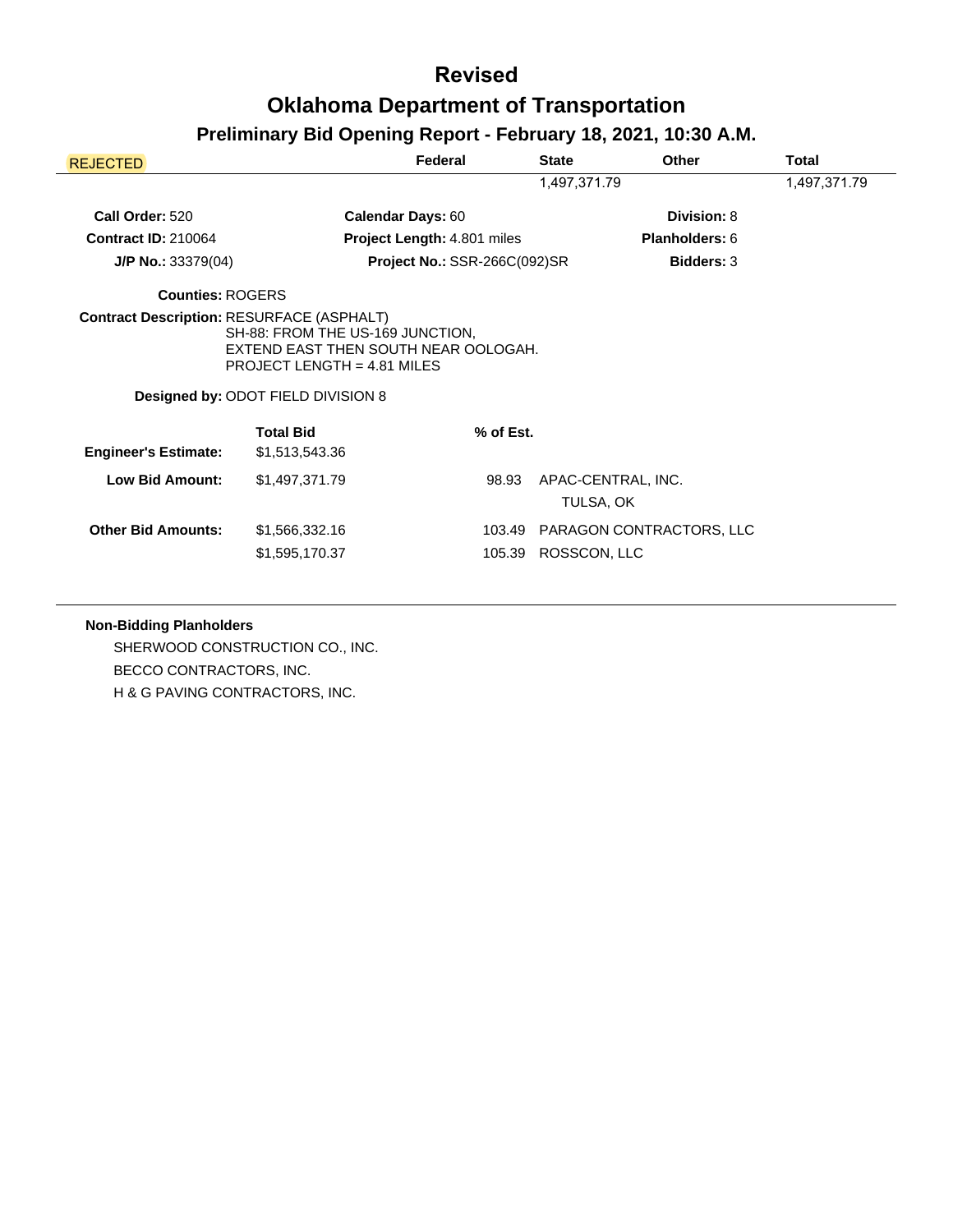# Revised

# Oklahoma Department of Transportation

## Preliminary Bid Opening Report - February 18, 2021, 10:30 A.M.

| REJECTED | Federal | State | Other | Total |
|---|---|---|---|---|
| | | 1,497,371.79 | | 1,497,371.79 |

**Call Order:** 520 **Calendar Days:** 60 **Division:** 8

**Contract ID:** 210064 **Project Length:** 4.801 miles **Planholders:** 6

**J/P No.:** 33379(04) **Project No.:** SSR-266C(092)SR **Bidders:** 3

**Counties:** ROGERS

**Contract Description:** RESURFACE (ASPHALT)
SH-88: FROM THE US-169 JUNCTION,
EXTEND EAST THEN SOUTH NEAR OOLOGAH.
PROJECT LENGTH = 4.81 MILES

**Designed by:** ODOT FIELD DIVISION 8

| | Total Bid | % of Est. | |
|---|---|---|---|
| **Engineer's Estimate:** | $1,513,543.36 | | |
| **Low Bid Amount:** | $1,497,371.79 | 98.93 | APAC-CENTRAL, INC.<br>TULSA, OK |
| **Other Bid Amounts:** | $1,566,332.16 | 103.49 | PARAGON CONTRACTORS, LLC |
| | $1,595,170.37 | 105.39 | ROSSCON, LLC |

**Non-Bidding Planholders**

SHERWOOD CONSTRUCTION CO., INC.
BECCO CONTRACTORS, INC.
H & G PAVING CONTRACTORS, INC.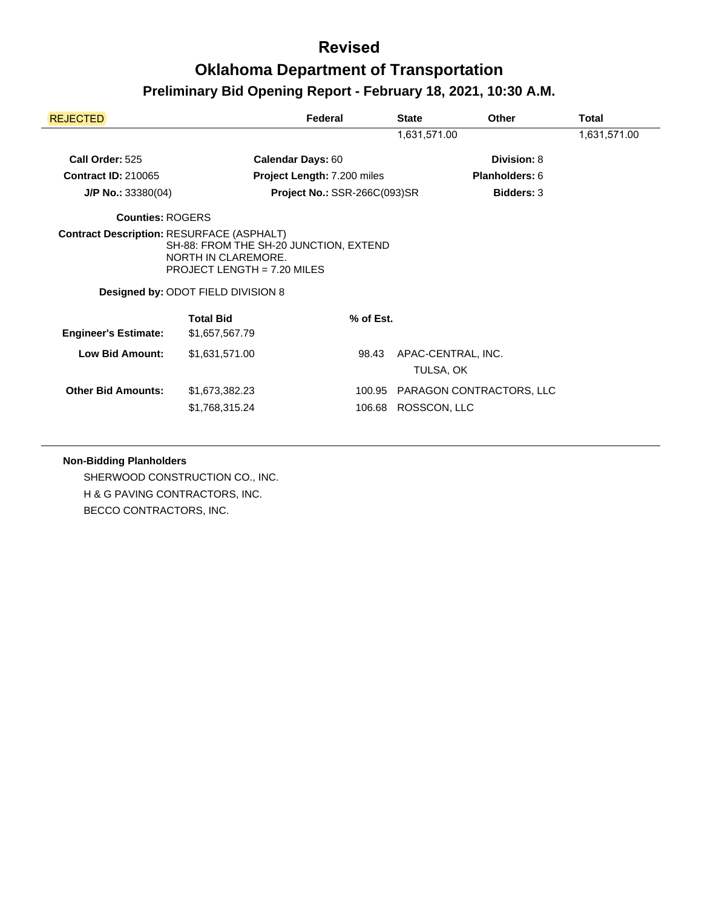# Revised

# Oklahoma Department of Transportation

## Preliminary Bid Opening Report - February 18, 2021, 10:30 A.M.

| REJECTED | Federal | State | Other | Total |
|---|---|---|---|---|
| | | 1,631,571.00 | | 1,631,571.00 |

**Call Order:** 525  **Calendar Days:** 60  **Division:** 8

**Contract ID:** 210065  **Project Length:** 7.200 miles  **Planholders:** 6

**J/P No.:** 33380(04)  **Project No.:** SSR-266C(093)SR  **Bidders:** 3

**Counties:** ROGERS

**Contract Description:** RESURFACE (ASPHALT)
SH-88: FROM THE SH-20 JUNCTION, EXTEND NORTH IN CLAREMORE.
PROJECT LENGTH = 7.20 MILES

**Designed by:** ODOT FIELD DIVISION 8

| | Total Bid | % of Est. | |
|---|---|---|---|
| **Engineer's Estimate:** | $1,657,567.79 | | |
| **Low Bid Amount:** | $1,631,571.00 | 98.43 | APAC-CENTRAL, INC. TULSA, OK |
| **Other Bid Amounts:** | $1,673,382.23 | 100.95 | PARAGON CONTRACTORS, LLC |
| | $1,768,315.24 | 106.68 | ROSSCON, LLC |

**Non-Bidding Planholders**

SHERWOOD CONSTRUCTION CO., INC.
H & G PAVING CONTRACTORS, INC.
BECCO CONTRACTORS, INC.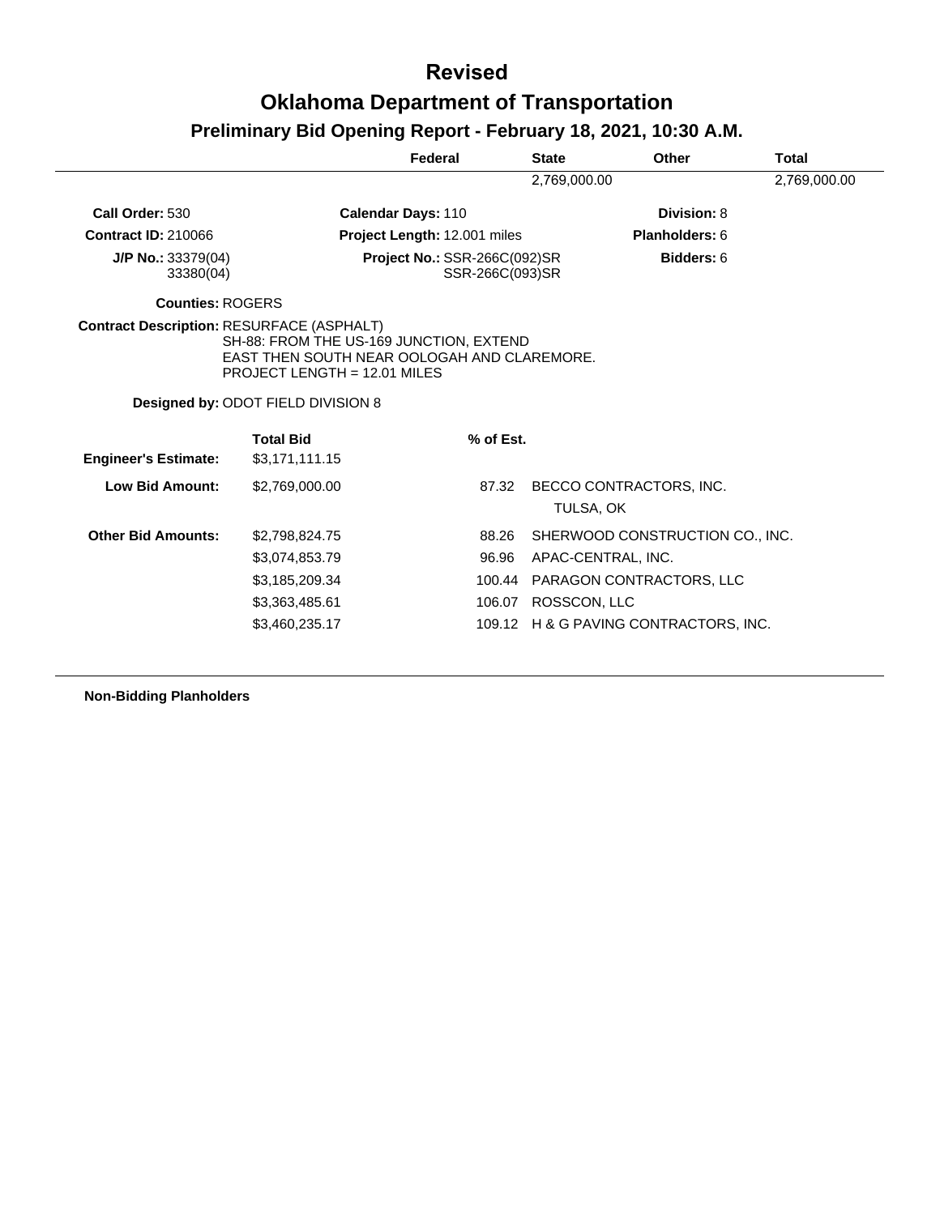# Revised

# Oklahoma Department of Transportation

## Preliminary Bid Opening Report - February 18, 2021, 10:30 A.M.

| | Federal | State | Other | Total |
|---|---|---|---|---|
| | | 2,769,000.00 | | 2,769,000.00 |

**Call Order:** 530 **Calendar Days:** 110 **Division:** 8

**Contract ID:** 210066 **Project Length:** 12.001 miles **Planholders:** 6

**J/P No.:** 33379(04) 33380(04) **Project No.:** SSR-266C(092)SR SSR-266C(093)SR **Bidders:** 6

**Counties:** ROGERS

**Contract Description:** RESURFACE (ASPHALT)
SH-88: FROM THE US-169 JUNCTION, EXTEND
EAST THEN SOUTH NEAR OOLOGAH AND CLAREMORE.
PROJECT LENGTH = 12.01 MILES

**Designed by:** ODOT FIELD DIVISION 8

| | Total Bid | % of Est. | |
|---|---|---|---|
| **Engineer's Estimate:** | $3,171,111.15 | | |
| **Low Bid Amount:** | $2,769,000.00 | 87.32 | BECCO CONTRACTORS, INC.<br>TULSA, OK |
| **Other Bid Amounts:** | $2,798,824.75 | 88.26 | SHERWOOD CONSTRUCTION CO., INC. |
| | $3,074,853.79 | 96.96 | APAC-CENTRAL, INC. |
| | $3,185,209.34 | 100.44 | PARAGON CONTRACTORS, LLC |
| | $3,363,485.61 | 106.07 | ROSSCON, LLC |
| | $3,460,235.17 | 109.12 | H & G PAVING CONTRACTORS, INC. |

**Non-Bidding Planholders**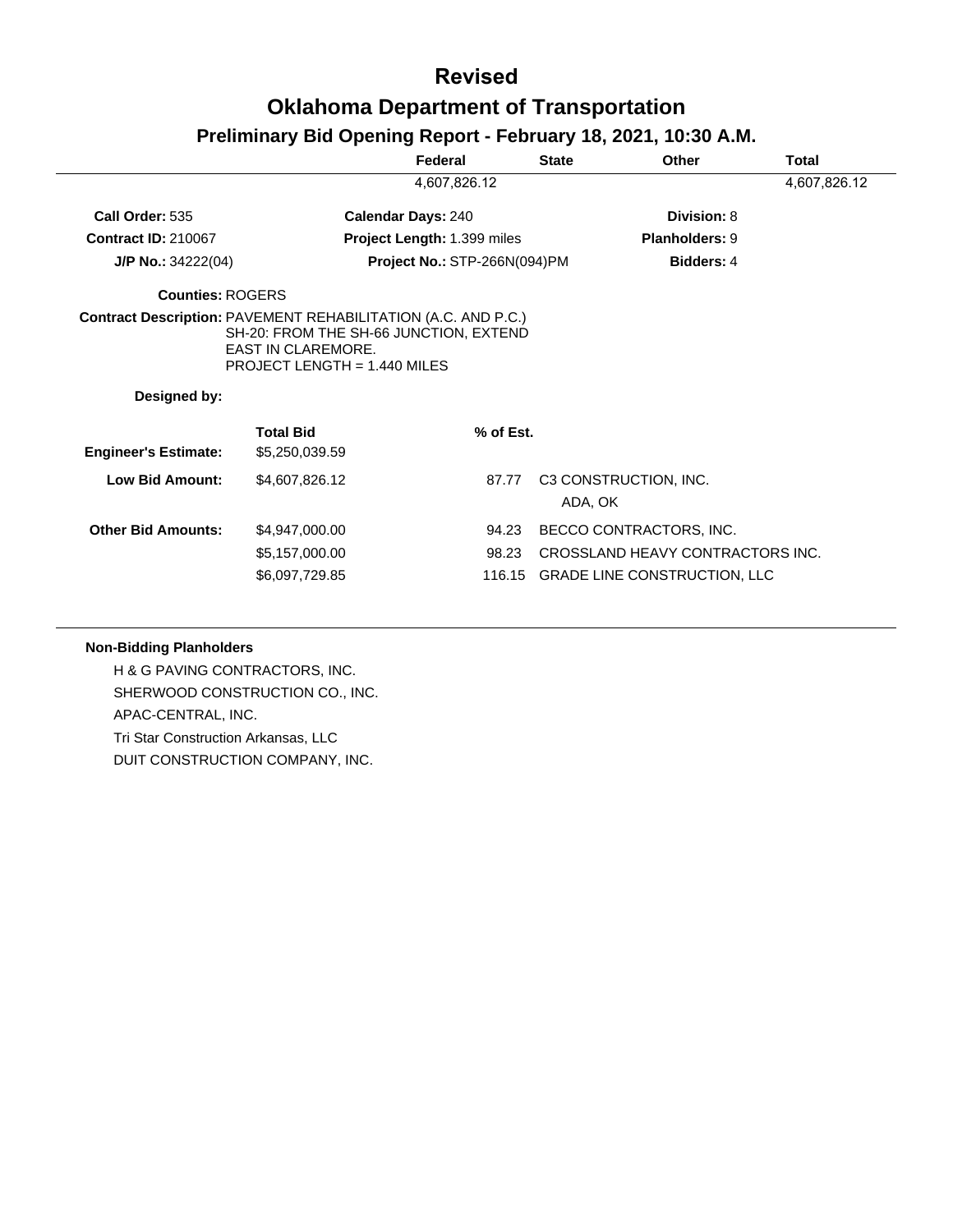# Revised

# Oklahoma Department of Transportation

## Preliminary Bid Opening Report - February 18, 2021, 10:30 A.M.

| | Federal | State | Other | Total |
|---|---|---|---|---|
| | 4,607,826.12 | | | 4,607,826.12 |

**Call Order:** 535 **Calendar Days:** 240 **Division:** 8

**Contract ID:** 210067 **Project Length:** 1.399 miles **Planholders:** 9

**J/P No.:** 34222(04) **Project No.:** STP-266N(094)PM **Bidders:** 4

**Counties:** ROGERS

**Contract Description:** PAVEMENT REHABILITATION (A.C. AND P.C.)
SH-20: FROM THE SH-66 JUNCTION, EXTEND
EAST IN CLAREMORE.
PROJECT LENGTH = 1.440 MILES

**Designed by:**

| | Total Bid | % of Est. | |
|---|---|---|---|
| **Engineer's Estimate:** | $5,250,039.59 | | |
| **Low Bid Amount:** | $4,607,826.12 | 87.77 | C3 CONSTRUCTION, INC. ADA, OK |
| **Other Bid Amounts:** | $4,947,000.00 | 94.23 | BECCO CONTRACTORS, INC. |
| | $5,157,000.00 | 98.23 | CROSSLAND HEAVY CONTRACTORS INC. |
| | $6,097,729.85 | 116.15 | GRADE LINE CONSTRUCTION, LLC |

**Non-Bidding Planholders**

H & G PAVING CONTRACTORS, INC.
SHERWOOD CONSTRUCTION CO., INC.
APAC-CENTRAL, INC.
Tri Star Construction Arkansas, LLC
DUIT CONSTRUCTION COMPANY, INC.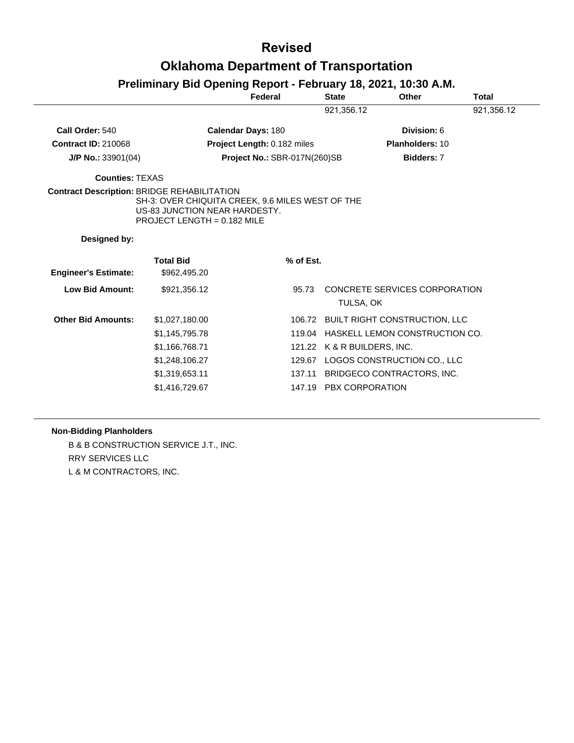# Revised

# Oklahoma Department of Transportation

## Preliminary Bid Opening Report - February 18, 2021, 10:30 A.M.

| Federal | State | Other | Total |
|---|---|---|---|
| | 921,356.12 | | 921,356.12 |

**Call Order:** 540 | **Calendar Days:** 180 | **Division:** 6

**Contract ID:** 210068 | **Project Length:** 0.182 miles | **Planholders:** 10

**J/P No.:** 33901(04) | **Project No.:** SBR-017N(260)SB | **Bidders:** 7

**Counties:** TEXAS

**Contract Description:** BRIDGE REHABILITATION
SH-3: OVER CHIQUITA CREEK, 9.6 MILES WEST OF THE US-83 JUNCTION NEAR HARDESTY.
PROJECT LENGTH = 0.182 MILE

**Designed by:**

| | Total Bid | % of Est. | |
|---|---|---|---|
| **Engineer's Estimate:** | $962,495.20 | | |
| **Low Bid Amount:** | $921,356.12 | 95.73 | CONCRETE SERVICES CORPORATION TULSA, OK |
| **Other Bid Amounts:** | $1,027,180.00 | 106.72 | BUILT RIGHT CONSTRUCTION, LLC |
| | $1,145,795.78 | 119.04 | HASKELL LEMON CONSTRUCTION CO. |
| | $1,166,768.71 | 121.22 | K & R BUILDERS, INC. |
| | $1,248,106.27 | 129.67 | LOGOS CONSTRUCTION CO., LLC |
| | $1,319,653.11 | 137.11 | BRIDGECO CONTRACTORS, INC. |
| | $1,416,729.67 | 147.19 | PBX CORPORATION |

**Non-Bidding Planholders**

B & B CONSTRUCTION SERVICE J.T., INC.
RRY SERVICES LLC
L & M CONTRACTORS, INC.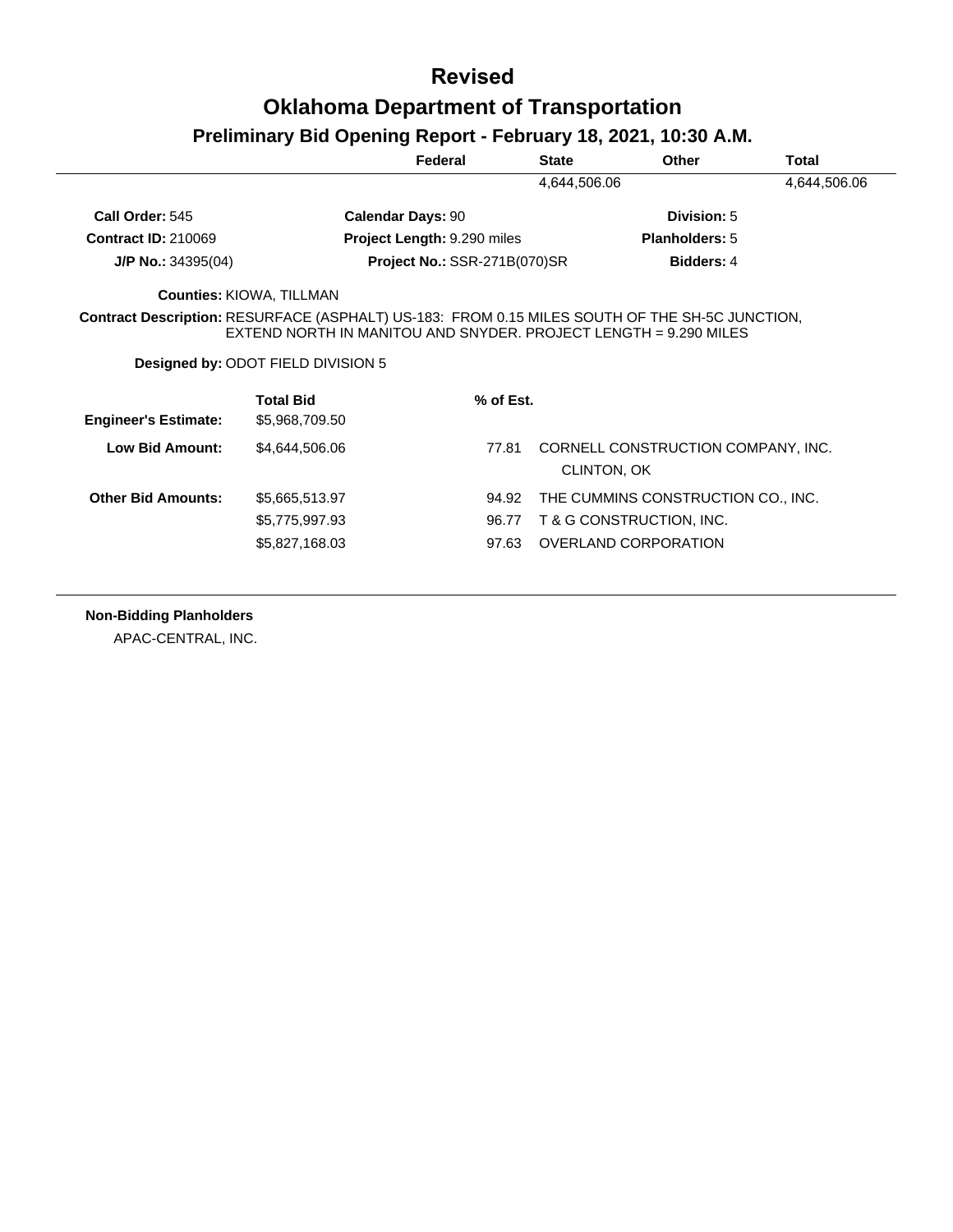# Revised

# Oklahoma Department of Transportation

## Preliminary Bid Opening Report - February 18, 2021, 10:30 A.M.

| Federal | State | Other | Total |
|---|---|---|---|
| | 4,644,506.06 | | 4,644,506.06 |

**Call Order:** 545 **Calendar Days:** 90 **Division:** 5

**Contract ID:** 210069 **Project Length:** 9.290 miles **Planholders:** 5

**J/P No.:** 34395(04) **Project No.:** SSR-271B(070)SR **Bidders:** 4

**Counties:** KIOWA, TILLMAN

**Contract Description:** RESURFACE (ASPHALT) US-183: FROM 0.15 MILES SOUTH OF THE SH-5C JUNCTION, EXTEND NORTH IN MANITOU AND SNYDER. PROJECT LENGTH = 9.290 MILES

**Designed by:** ODOT FIELD DIVISION 5

| | Total Bid | % of Est. | |
|---|---|---|---|
| **Engineer's Estimate:** | $5,968,709.50 | | |
| **Low Bid Amount:** | $4,644,506.06 | 77.81 | CORNELL CONSTRUCTION COMPANY, INC.<br>CLINTON, OK |
| **Other Bid Amounts:** | $5,665,513.97 | 94.92 | THE CUMMINS CONSTRUCTION CO., INC. |
| | $5,775,997.93 | 96.77 | T & G CONSTRUCTION, INC. |
| | $5,827,168.03 | 97.63 | OVERLAND CORPORATION |

**Non-Bidding Planholders**

APAC-CENTRAL, INC.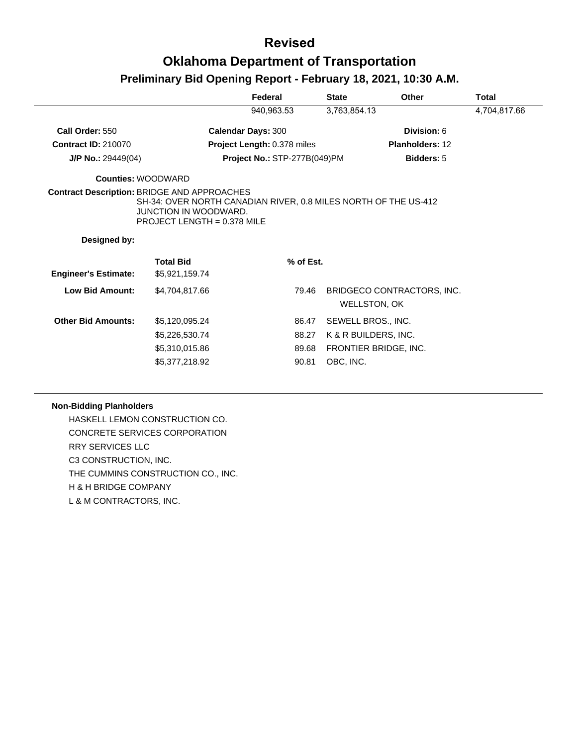# Revised

# Oklahoma Department of Transportation

## Preliminary Bid Opening Report - February 18, 2021, 10:30 A.M.

| | Federal | State | Other | Total |
|---|---|---|---|---|
| | 940,963.53 | 3,763,854.13 | | 4,704,817.66 |

**Call Order:** 550 | **Calendar Days:** 300 | **Division:** 6

**Contract ID:** 210070 | **Project Length:** 0.378 miles | **Planholders:** 12

**J/P No.:** 29449(04) | **Project No.:** STP-277B(049)PM | **Bidders:** 5

**Counties:** WOODWARD

**Contract Description:** BRIDGE AND APPROACHES
SH-34: OVER NORTH CANADIAN RIVER, 0.8 MILES NORTH OF THE US-412 JUNCTION IN WOODWARD.
PROJECT LENGTH = 0.378 MILE

**Designed by:**

| | Total Bid | % of Est. | |
|---|---|---|---|
| **Engineer's Estimate:** | $5,921,159.74 | | |
| **Low Bid Amount:** | $4,704,817.66 | 79.46 | BRIDGECO CONTRACTORS, INC. WELLSTON, OK |
| **Other Bid Amounts:** | $5,120,095.24 | 86.47 | SEWELL BROS., INC. |
| | $5,226,530.74 | 88.27 | K & R BUILDERS, INC. |
| | $5,310,015.86 | 89.68 | FRONTIER BRIDGE, INC. |
| | $5,377,218.92 | 90.81 | OBC, INC. |

**Non-Bidding Planholders**

HASKELL LEMON CONSTRUCTION CO.
CONCRETE SERVICES CORPORATION
RRY SERVICES LLC
C3 CONSTRUCTION, INC.
THE CUMMINS CONSTRUCTION CO., INC.
H & H BRIDGE COMPANY
L & M CONTRACTORS, INC.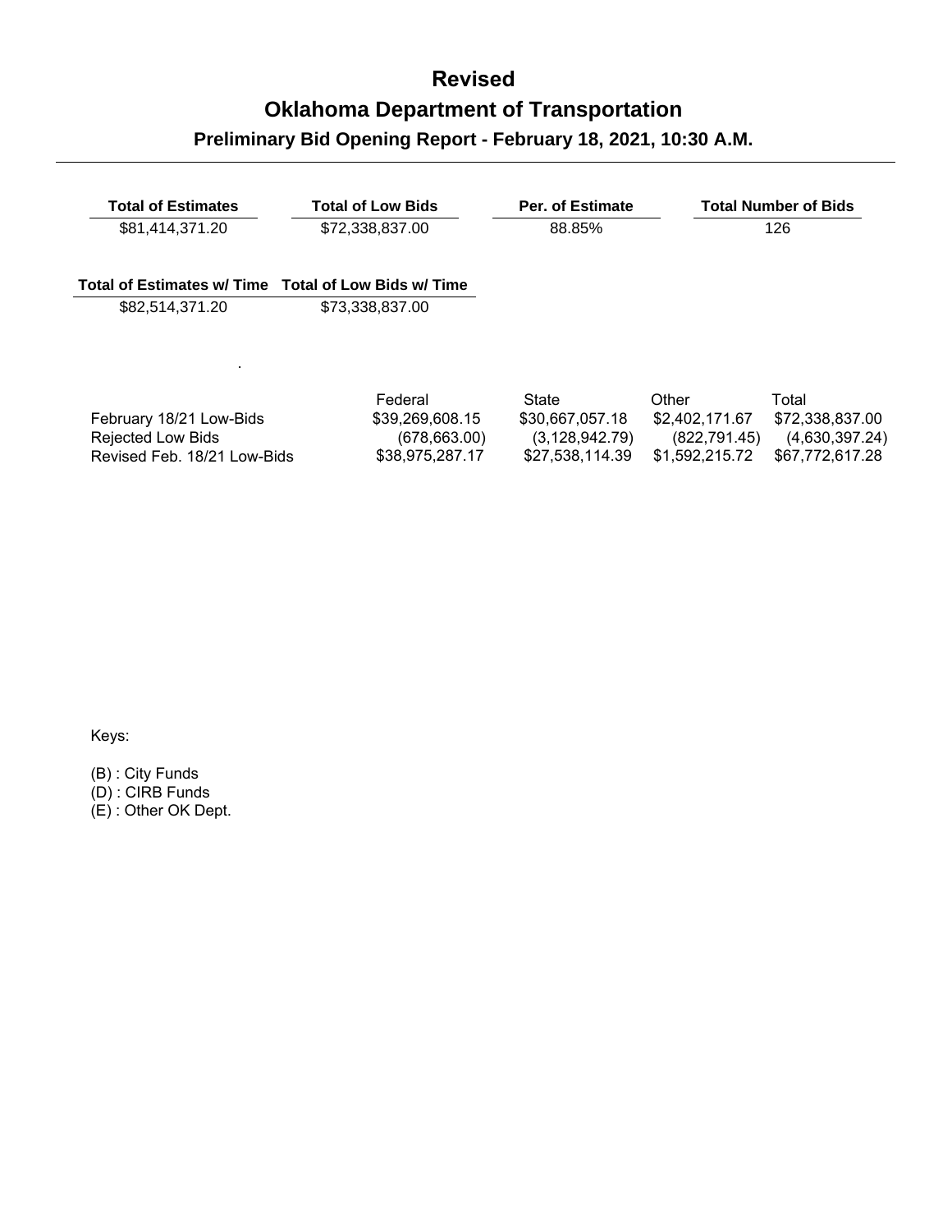# Revised

## Oklahoma Department of Transportation

### Preliminary Bid Opening Report - February 18, 2021, 10:30 A.M.

| Total of Estimates | Total of Low Bids | Per. of Estimate | Total Number of Bids |
|---|---|---|---|
| $81,414,371.20 | $72,338,837.00 | 88.85% | 126 |

| Total of Estimates w/ Time | Total of Low Bids w/ Time |
|---|---|
| $82,514,371.20 | $73,338,837.00 |

| | Federal | State | Other | Total |
|---|---|---|---|---|
| February 18/21 Low-Bids | $39,269,608.15 | $30,667,057.18 | $2,402,171.67 | $72,338,837.00 |
| Rejected Low Bids | (678,663.00) | (3,128,942.79) | (822,791.45) | (4,630,397.24) |
| Revised Feb. 18/21 Low-Bids | $38,975,287.17 | $27,538,114.39 | $1,592,215.72 | $67,772,617.28 |

Keys:

(B) : City Funds
(D) : CIRB Funds
(E) : Other OK Dept.